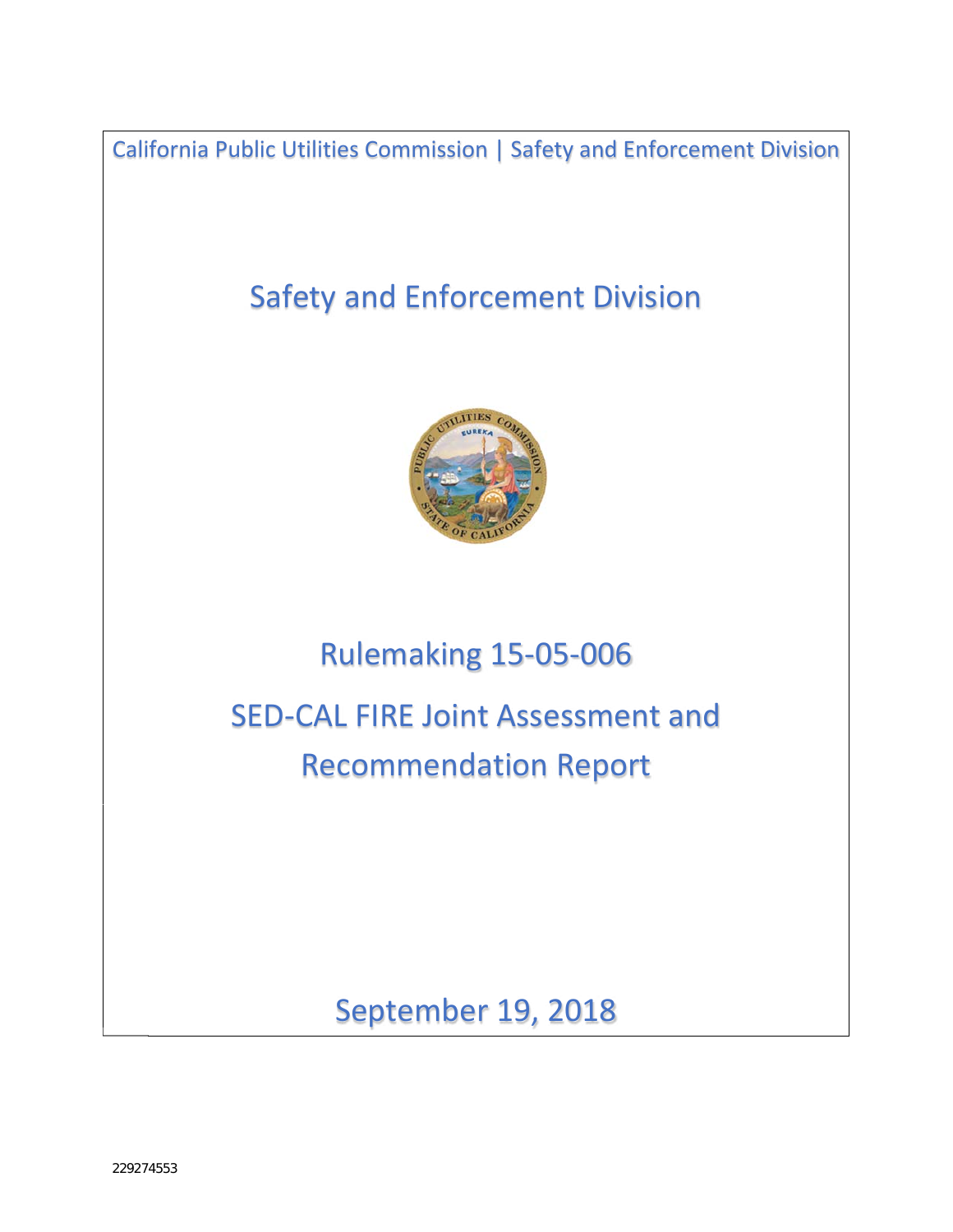California Public Utilities Commission | Safety and Enforcement Division

# Safety and Enforcement Division

# Rulemaking 15-05-006

# SED-CAL FIRE Joint Assessment and Recommendation Report

September 19, 2018

229274553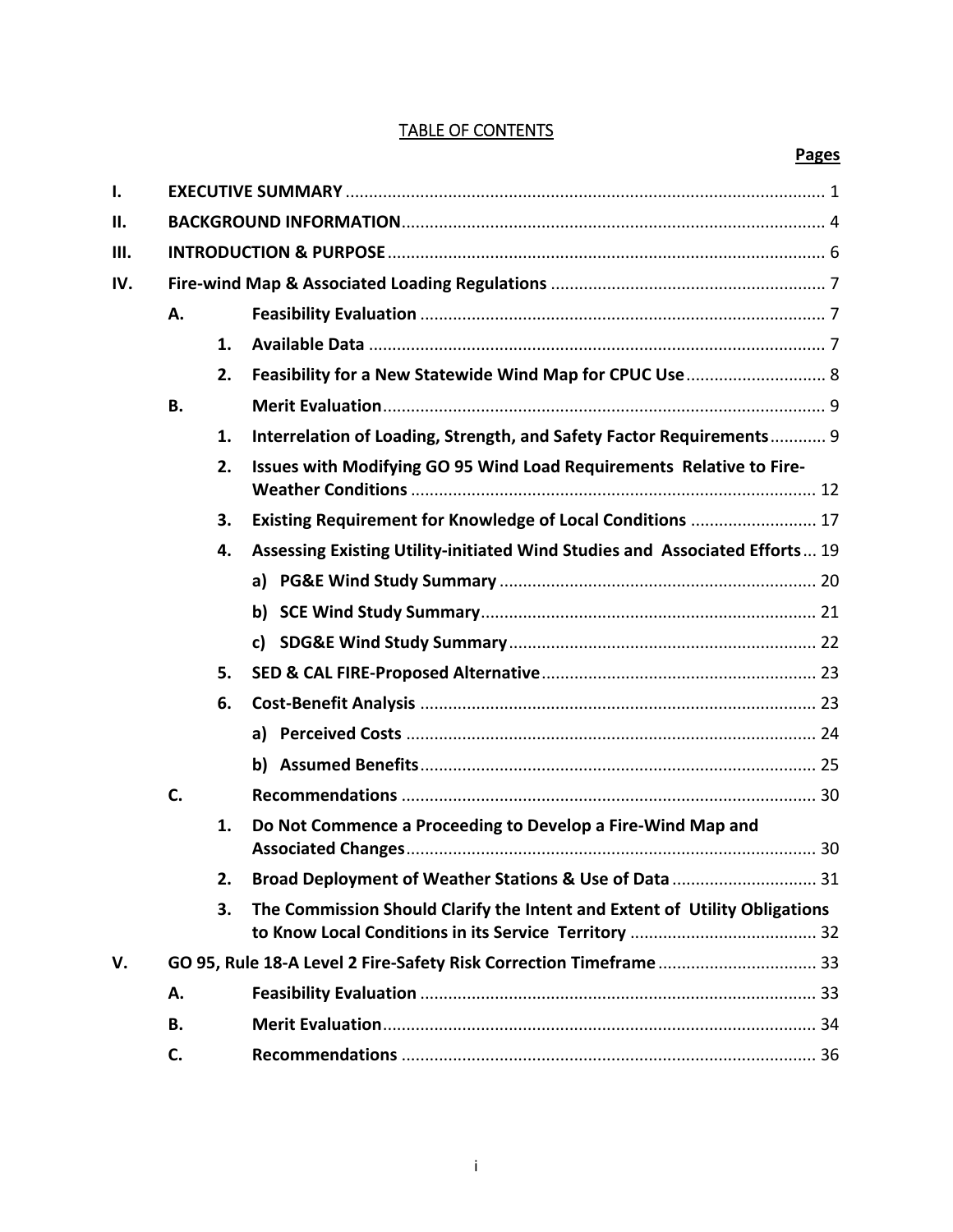# TABLE OF CONTENTS

| | | | | Pages |
|---|---|---|---|---|
| **I.** | **EXECUTIVE SUMMARY** | | | 1 |
| **II.** | **BACKGROUND INFORMATION** | | | 4 |
| **III.** | **INTRODUCTION & PURPOSE** | | | 6 |
| **IV.** | **Fire-wind Map & Associated Loading Regulations** | | | 7 |
| | **A.** | **Feasibility Evaluation** | | 7 |
| | | **1.** | **Available Data** | 7 |
| | | **2.** | **Feasibility for a New Statewide Wind Map for CPUC Use** | 8 |
| | **B.** | **Merit Evaluation** | | 9 |
| | | **1.** | **Interrelation of Loading, Strength, and Safety Factor Requirements** | 9 |
| | | **2.** | **Issues with Modifying GO 95 Wind Load Requirements Relative to Fire-Weather Conditions** | 12 |
| | | **3.** | **Existing Requirement for Knowledge of Local Conditions** | 17 |
| | | **4.** | **Assessing Existing Utility-initiated Wind Studies and Associated Efforts** | 19 |
| | | | **a) PG&E Wind Study Summary** | 20 |
| | | | **b) SCE Wind Study Summary** | 21 |
| | | | **c) SDG&E Wind Study Summary** | 22 |
| | | **5.** | **SED & CAL FIRE-Proposed Alternative** | 23 |
| | | **6.** | **Cost-Benefit Analysis** | 23 |
| | | | **a) Perceived Costs** | 24 |
| | | | **b) Assumed Benefits** | 25 |
| | **C.** | **Recommendations** | | 30 |
| | | **1.** | **Do Not Commence a Proceeding to Develop a Fire-Wind Map and Associated Changes** | 30 |
| | | **2.** | **Broad Deployment of Weather Stations & Use of Data** | 31 |
| | | **3.** | **The Commission Should Clarify the Intent and Extent of Utility Obligations to Know Local Conditions in its Service Territory** | 32 |
| **V.** | **GO 95, Rule 18-A Level 2 Fire-Safety Risk Correction Timeframe** | | | 33 |
| | **A.** | **Feasibility Evaluation** | | 33 |
| | **B.** | **Merit Evaluation** | | 34 |
| | **C.** | **Recommendations** | | 36 |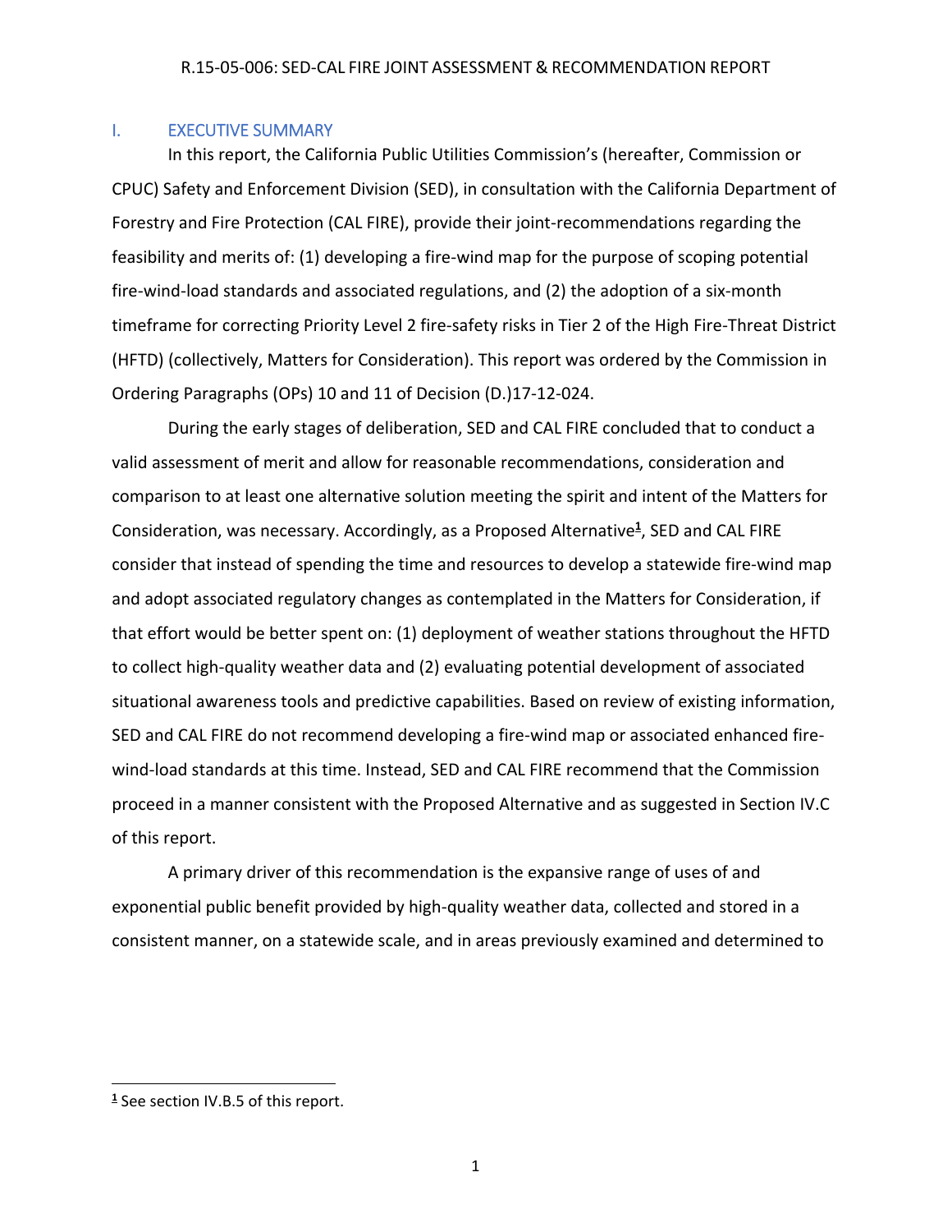## I. EXECUTIVE SUMMARY

In this report, the California Public Utilities Commission's (hereafter, Commission or CPUC) Safety and Enforcement Division (SED), in consultation with the California Department of Forestry and Fire Protection (CAL FIRE), provide their joint-recommendations regarding the feasibility and merits of: (1) developing a fire-wind map for the purpose of scoping potential fire-wind-load standards and associated regulations, and (2) the adoption of a six-month timeframe for correcting Priority Level 2 fire-safety risks in Tier 2 of the High Fire-Threat District (HFTD) (collectively, Matters for Consideration). This report was ordered by the Commission in Ordering Paragraphs (OPs) 10 and 11 of Decision (D.)17-12-024.

During the early stages of deliberation, SED and CAL FIRE concluded that to conduct a valid assessment of merit and allow for reasonable recommendations, consideration and comparison to at least one alternative solution meeting the spirit and intent of the Matters for Consideration, was necessary. Accordingly, as a Proposed Alternative[1], SED and CAL FIRE consider that instead of spending the time and resources to develop a statewide fire-wind map and adopt associated regulatory changes as contemplated in the Matters for Consideration, if that effort would be better spent on: (1) deployment of weather stations throughout the HFTD to collect high-quality weather data and (2) evaluating potential development of associated situational awareness tools and predictive capabilities. Based on review of existing information, SED and CAL FIRE do not recommend developing a fire-wind map or associated enhanced fire-wind-load standards at this time. Instead, SED and CAL FIRE recommend that the Commission proceed in a manner consistent with the Proposed Alternative and as suggested in Section IV.C of this report.

A primary driver of this recommendation is the expansive range of uses of and exponential public benefit provided by high-quality weather data, collected and stored in a consistent manner, on a statewide scale, and in areas previously examined and determined to

---

[1] See section IV.B.5 of this report.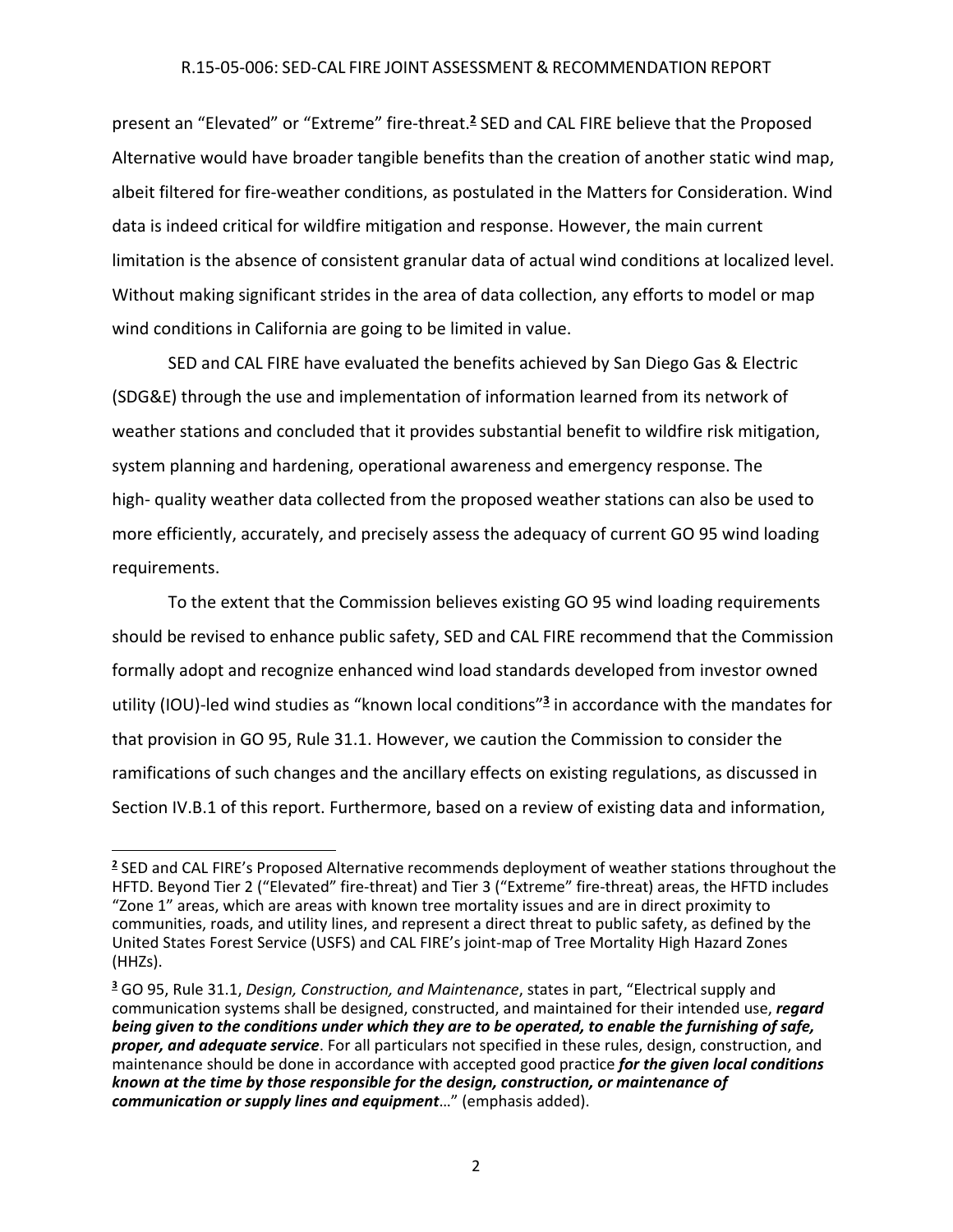present an "Elevated" or "Extreme" fire-threat.[2] SED and CAL FIRE believe that the Proposed Alternative would have broader tangible benefits than the creation of another static wind map, albeit filtered for fire-weather conditions, as postulated in the Matters for Consideration. Wind data is indeed critical for wildfire mitigation and response. However, the main current limitation is the absence of consistent granular data of actual wind conditions at localized level. Without making significant strides in the area of data collection, any efforts to model or map wind conditions in California are going to be limited in value.

SED and CAL FIRE have evaluated the benefits achieved by San Diego Gas & Electric (SDG&E) through the use and implementation of information learned from its network of weather stations and concluded that it provides substantial benefit to wildfire risk mitigation, system planning and hardening, operational awareness and emergency response. The high- quality weather data collected from the proposed weather stations can also be used to more efficiently, accurately, and precisely assess the adequacy of current GO 95 wind loading requirements.

To the extent that the Commission believes existing GO 95 wind loading requirements should be revised to enhance public safety, SED and CAL FIRE recommend that the Commission formally adopt and recognize enhanced wind load standards developed from investor owned utility (IOU)-led wind studies as "known local conditions"[3] in accordance with the mandates for that provision in GO 95, Rule 31.1. However, we caution the Commission to consider the ramifications of such changes and the ancillary effects on existing regulations, as discussed in Section IV.B.1 of this report. Furthermore, based on a review of existing data and information,

---

[2] SED and CAL FIRE's Proposed Alternative recommends deployment of weather stations throughout the HFTD. Beyond Tier 2 ("Elevated" fire-threat) and Tier 3 ("Extreme" fire-threat) areas, the HFTD includes "Zone 1" areas, which are areas with known tree mortality issues and are in direct proximity to communities, roads, and utility lines, and represent a direct threat to public safety, as defined by the United States Forest Service (USFS) and CAL FIRE's joint-map of Tree Mortality High Hazard Zones (HHZs).

[3] GO 95, Rule 31.1, *Design, Construction, and Maintenance*, states in part, "Electrical supply and communication systems shall be designed, constructed, and maintained for their intended use, ***regard being given to the conditions under which they are to be operated, to enable the furnishing of safe, proper, and adequate service***. For all particulars not specified in these rules, design, construction, and maintenance should be done in accordance with accepted good practice ***for the given local conditions known at the time by those responsible for the design, construction, or maintenance of communication or supply lines and equipment***…" (emphasis added).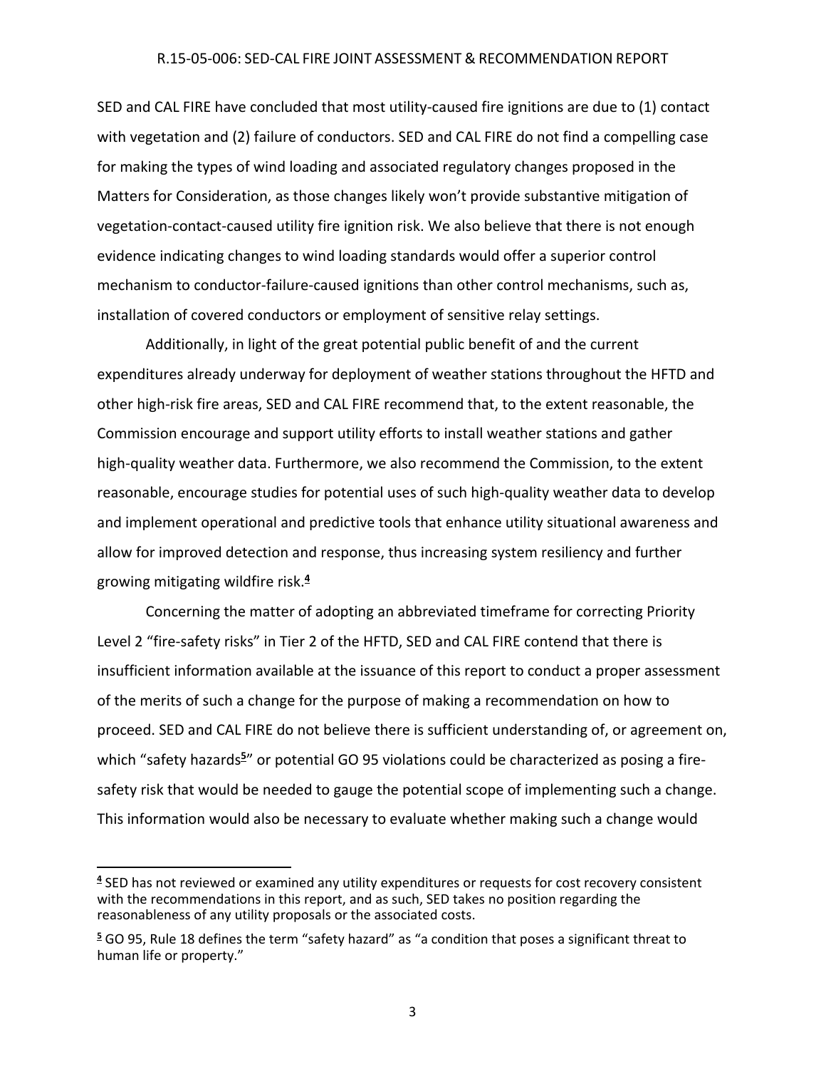SED and CAL FIRE have concluded that most utility-caused fire ignitions are due to (1) contact with vegetation and (2) failure of conductors. SED and CAL FIRE do not find a compelling case for making the types of wind loading and associated regulatory changes proposed in the Matters for Consideration, as those changes likely won't provide substantive mitigation of vegetation-contact-caused utility fire ignition risk. We also believe that there is not enough evidence indicating changes to wind loading standards would offer a superior control mechanism to conductor-failure-caused ignitions than other control mechanisms, such as, installation of covered conductors or employment of sensitive relay settings.

Additionally, in light of the great potential public benefit of and the current expenditures already underway for deployment of weather stations throughout the HFTD and other high-risk fire areas, SED and CAL FIRE recommend that, to the extent reasonable, the Commission encourage and support utility efforts to install weather stations and gather high-quality weather data. Furthermore, we also recommend the Commission, to the extent reasonable, encourage studies for potential uses of such high-quality weather data to develop and implement operational and predictive tools that enhance utility situational awareness and allow for improved detection and response, thus increasing system resiliency and further growing mitigating wildfire risk.[4]

Concerning the matter of adopting an abbreviated timeframe for correcting Priority Level 2 "fire-safety risks" in Tier 2 of the HFTD, SED and CAL FIRE contend that there is insufficient information available at the issuance of this report to conduct a proper assessment of the merits of such a change for the purpose of making a recommendation on how to proceed. SED and CAL FIRE do not believe there is sufficient understanding of, or agreement on, which "safety hazards[5]" or potential GO 95 violations could be characterized as posing a fire-safety risk that would be needed to gauge the potential scope of implementing such a change. This information would also be necessary to evaluate whether making such a change would

---

[4] SED has not reviewed or examined any utility expenditures or requests for cost recovery consistent with the recommendations in this report, and as such, SED takes no position regarding the reasonableness of any utility proposals or the associated costs.

[5] GO 95, Rule 18 defines the term "safety hazard" as "a condition that poses a significant threat to human life or property."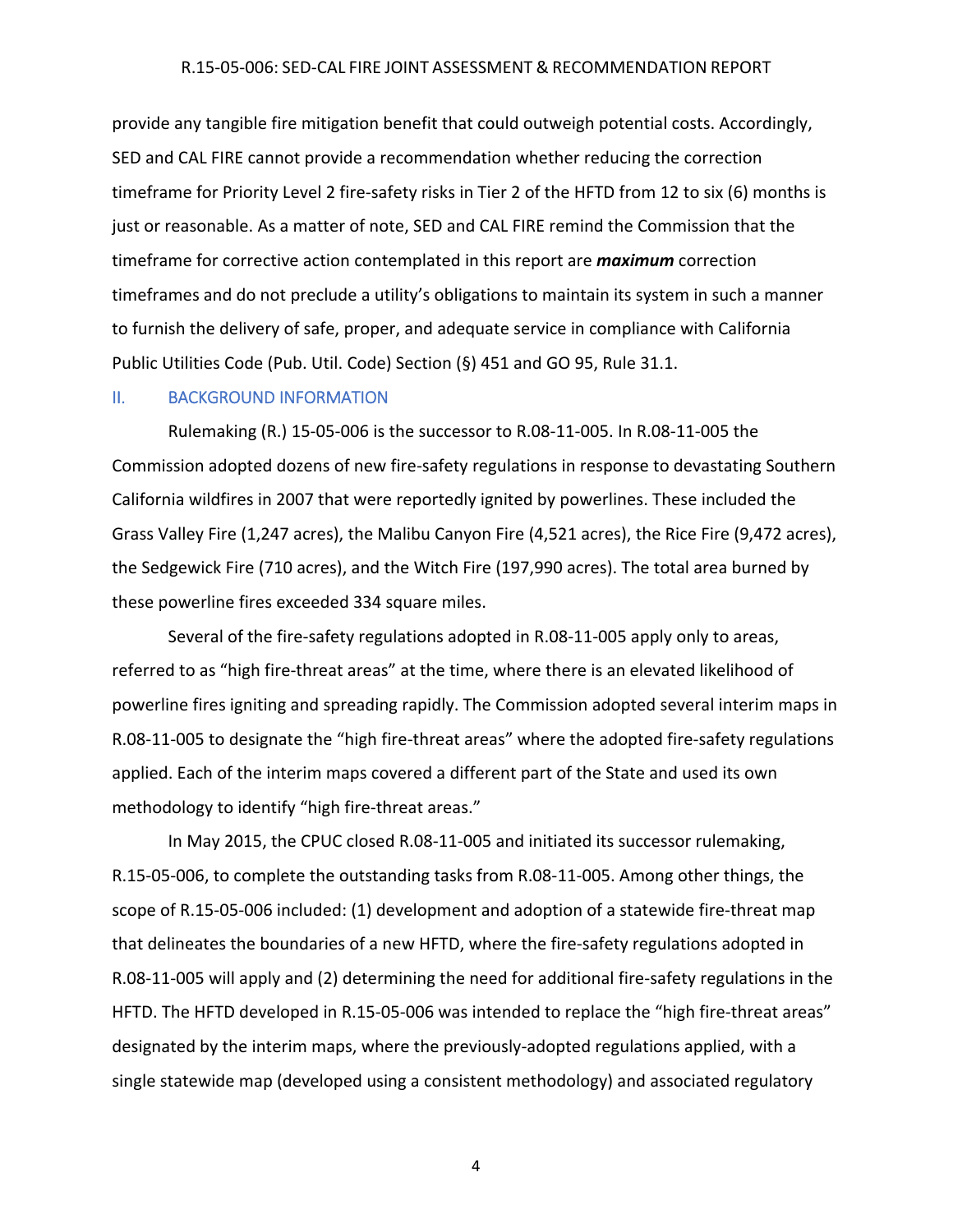provide any tangible fire mitigation benefit that could outweigh potential costs. Accordingly, SED and CAL FIRE cannot provide a recommendation whether reducing the correction timeframe for Priority Level 2 fire-safety risks in Tier 2 of the HFTD from 12 to six (6) months is just or reasonable. As a matter of note, SED and CAL FIRE remind the Commission that the timeframe for corrective action contemplated in this report are ***maximum*** correction timeframes and do not preclude a utility's obligations to maintain its system in such a manner to furnish the delivery of safe, proper, and adequate service in compliance with California Public Utilities Code (Pub. Util. Code) Section (§) 451 and GO 95, Rule 31.1.

## II. BACKGROUND INFORMATION

Rulemaking (R.) 15-05-006 is the successor to R.08-11-005. In R.08-11-005 the Commission adopted dozens of new fire-safety regulations in response to devastating Southern California wildfires in 2007 that were reportedly ignited by powerlines. These included the Grass Valley Fire (1,247 acres), the Malibu Canyon Fire (4,521 acres), the Rice Fire (9,472 acres), the Sedgewick Fire (710 acres), and the Witch Fire (197,990 acres). The total area burned by these powerline fires exceeded 334 square miles.

Several of the fire-safety regulations adopted in R.08-11-005 apply only to areas, referred to as "high fire-threat areas" at the time, where there is an elevated likelihood of powerline fires igniting and spreading rapidly. The Commission adopted several interim maps in R.08-11-005 to designate the "high fire-threat areas" where the adopted fire-safety regulations applied. Each of the interim maps covered a different part of the State and used its own methodology to identify "high fire-threat areas."

In May 2015, the CPUC closed R.08-11-005 and initiated its successor rulemaking, R.15-05-006, to complete the outstanding tasks from R.08-11-005. Among other things, the scope of R.15-05-006 included: (1) development and adoption of a statewide fire-threat map that delineates the boundaries of a new HFTD, where the fire-safety regulations adopted in R.08-11-005 will apply and (2) determining the need for additional fire-safety regulations in the HFTD. The HFTD developed in R.15-05-006 was intended to replace the "high fire-threat areas" designated by the interim maps, where the previously-adopted regulations applied, with a single statewide map (developed using a consistent methodology) and associated regulatory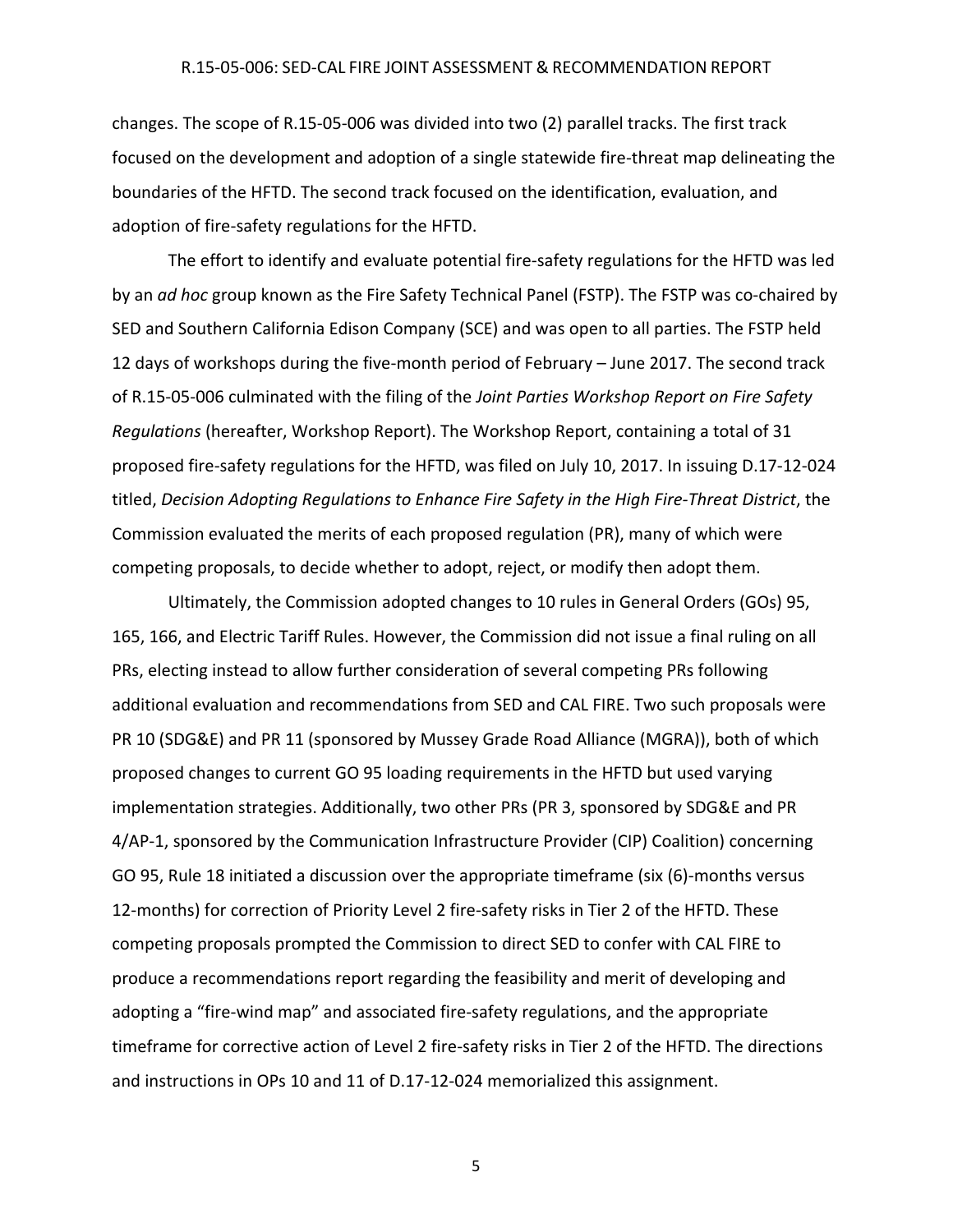changes. The scope of R.15-05-006 was divided into two (2) parallel tracks. The first track focused on the development and adoption of a single statewide fire-threat map delineating the boundaries of the HFTD. The second track focused on the identification, evaluation, and adoption of fire-safety regulations for the HFTD.

The effort to identify and evaluate potential fire-safety regulations for the HFTD was led by an *ad hoc* group known as the Fire Safety Technical Panel (FSTP). The FSTP was co-chaired by SED and Southern California Edison Company (SCE) and was open to all parties. The FSTP held 12 days of workshops during the five-month period of February – June 2017. The second track of R.15-05-006 culminated with the filing of the *Joint Parties Workshop Report on Fire Safety Regulations* (hereafter, Workshop Report). The Workshop Report, containing a total of 31 proposed fire-safety regulations for the HFTD, was filed on July 10, 2017. In issuing D.17-12-024 titled, *Decision Adopting Regulations to Enhance Fire Safety in the High Fire-Threat District*, the Commission evaluated the merits of each proposed regulation (PR), many of which were competing proposals, to decide whether to adopt, reject, or modify then adopt them.

Ultimately, the Commission adopted changes to 10 rules in General Orders (GOs) 95, 165, 166, and Electric Tariff Rules. However, the Commission did not issue a final ruling on all PRs, electing instead to allow further consideration of several competing PRs following additional evaluation and recommendations from SED and CAL FIRE. Two such proposals were PR 10 (SDG&E) and PR 11 (sponsored by Mussey Grade Road Alliance (MGRA)), both of which proposed changes to current GO 95 loading requirements in the HFTD but used varying implementation strategies. Additionally, two other PRs (PR 3, sponsored by SDG&E and PR 4/AP-1, sponsored by the Communication Infrastructure Provider (CIP) Coalition) concerning GO 95, Rule 18 initiated a discussion over the appropriate timeframe (six (6)-months versus 12-months) for correction of Priority Level 2 fire-safety risks in Tier 2 of the HFTD. These competing proposals prompted the Commission to direct SED to confer with CAL FIRE to produce a recommendations report regarding the feasibility and merit of developing and adopting a "fire-wind map" and associated fire-safety regulations, and the appropriate timeframe for corrective action of Level 2 fire-safety risks in Tier 2 of the HFTD. The directions and instructions in OPs 10 and 11 of D.17-12-024 memorialized this assignment.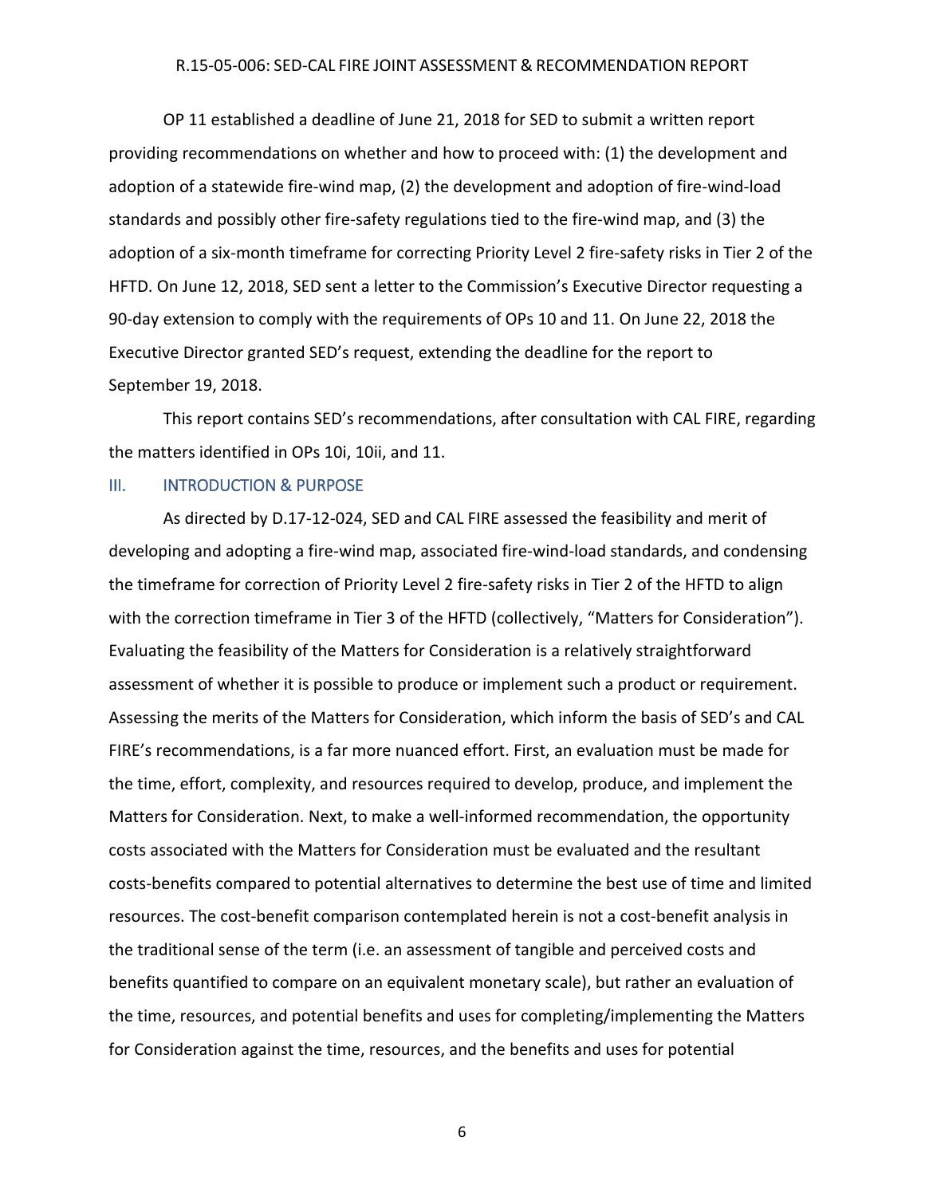OP 11 established a deadline of June 21, 2018 for SED to submit a written report providing recommendations on whether and how to proceed with: (1) the development and adoption of a statewide fire-wind map, (2) the development and adoption of fire-wind-load standards and possibly other fire-safety regulations tied to the fire-wind map, and (3) the adoption of a six-month timeframe for correcting Priority Level 2 fire-safety risks in Tier 2 of the HFTD. On June 12, 2018, SED sent a letter to the Commission's Executive Director requesting a 90-day extension to comply with the requirements of OPs 10 and 11. On June 22, 2018 the Executive Director granted SED's request, extending the deadline for the report to September 19, 2018.

This report contains SED's recommendations, after consultation with CAL FIRE, regarding the matters identified in OPs 10i, 10ii, and 11.

## III. INTRODUCTION & PURPOSE

As directed by D.17-12-024, SED and CAL FIRE assessed the feasibility and merit of developing and adopting a fire-wind map, associated fire-wind-load standards, and condensing the timeframe for correction of Priority Level 2 fire-safety risks in Tier 2 of the HFTD to align with the correction timeframe in Tier 3 of the HFTD (collectively, "Matters for Consideration"). Evaluating the feasibility of the Matters for Consideration is a relatively straightforward assessment of whether it is possible to produce or implement such a product or requirement. Assessing the merits of the Matters for Consideration, which inform the basis of SED's and CAL FIRE's recommendations, is a far more nuanced effort. First, an evaluation must be made for the time, effort, complexity, and resources required to develop, produce, and implement the Matters for Consideration. Next, to make a well-informed recommendation, the opportunity costs associated with the Matters for Consideration must be evaluated and the resultant costs-benefits compared to potential alternatives to determine the best use of time and limited resources. The cost-benefit comparison contemplated herein is not a cost-benefit analysis in the traditional sense of the term (i.e. an assessment of tangible and perceived costs and benefits quantified to compare on an equivalent monetary scale), but rather an evaluation of the time, resources, and potential benefits and uses for completing/implementing the Matters for Consideration against the time, resources, and the benefits and uses for potential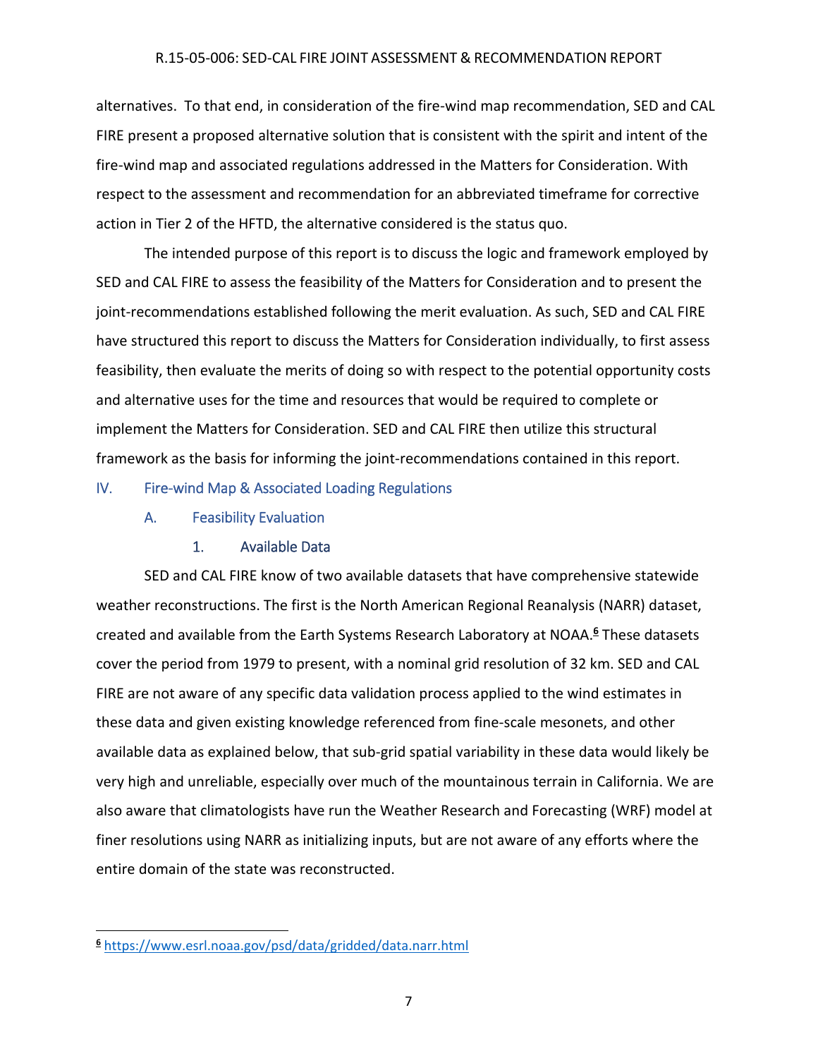alternatives. To that end, in consideration of the fire-wind map recommendation, SED and CAL FIRE present a proposed alternative solution that is consistent with the spirit and intent of the fire-wind map and associated regulations addressed in the Matters for Consideration. With respect to the assessment and recommendation for an abbreviated timeframe for corrective action in Tier 2 of the HFTD, the alternative considered is the status quo.

The intended purpose of this report is to discuss the logic and framework employed by SED and CAL FIRE to assess the feasibility of the Matters for Consideration and to present the joint-recommendations established following the merit evaluation. As such, SED and CAL FIRE have structured this report to discuss the Matters for Consideration individually, to first assess feasibility, then evaluate the merits of doing so with respect to the potential opportunity costs and alternative uses for the time and resources that would be required to complete or implement the Matters for Consideration. SED and CAL FIRE then utilize this structural framework as the basis for informing the joint-recommendations contained in this report.

## IV. Fire-wind Map & Associated Loading Regulations

### A. Feasibility Evaluation

#### 1. Available Data

SED and CAL FIRE know of two available datasets that have comprehensive statewide weather reconstructions. The first is the North American Regional Reanalysis (NARR) dataset, created and available from the Earth Systems Research Laboratory at NOAA.[6] These datasets cover the period from 1979 to present, with a nominal grid resolution of 32 km. SED and CAL FIRE are not aware of any specific data validation process applied to the wind estimates in these data and given existing knowledge referenced from fine-scale mesonets, and other available data as explained below, that sub-grid spatial variability in these data would likely be very high and unreliable, especially over much of the mountainous terrain in California. We are also aware that climatologists have run the Weather Research and Forecasting (WRF) model at finer resolutions using NARR as initializing inputs, but are not aware of any efforts where the entire domain of the state was reconstructed.

[6] https://www.esrl.noaa.gov/psd/data/gridded/data.narr.html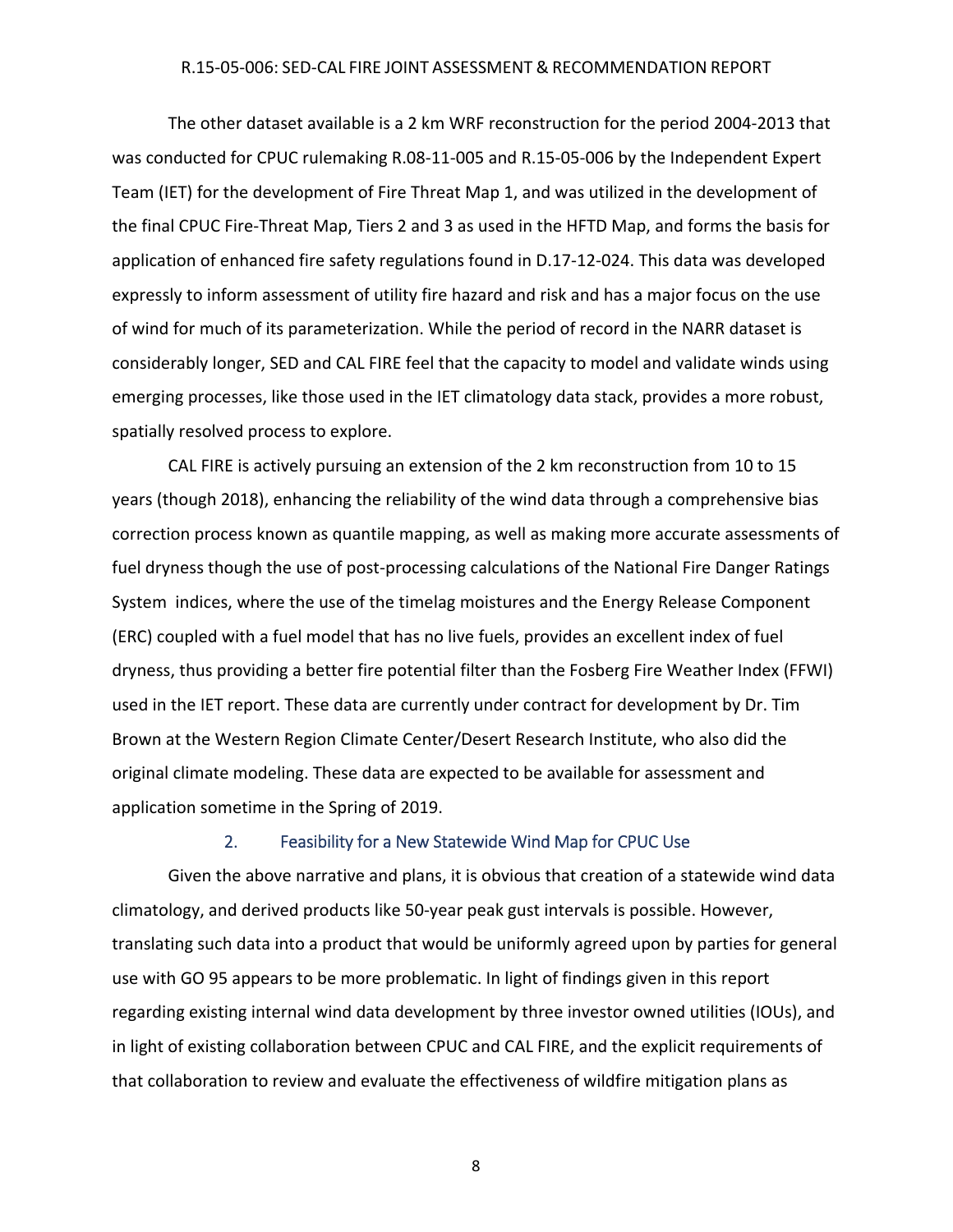The other dataset available is a 2 km WRF reconstruction for the period 2004-2013 that was conducted for CPUC rulemaking R.08-11-005 and R.15-05-006 by the Independent Expert Team (IET) for the development of Fire Threat Map 1, and was utilized in the development of the final CPUC Fire-Threat Map, Tiers 2 and 3 as used in the HFTD Map, and forms the basis for application of enhanced fire safety regulations found in D.17-12-024. This data was developed expressly to inform assessment of utility fire hazard and risk and has a major focus on the use of wind for much of its parameterization. While the period of record in the NARR dataset is considerably longer, SED and CAL FIRE feel that the capacity to model and validate winds using emerging processes, like those used in the IET climatology data stack, provides a more robust, spatially resolved process to explore.

CAL FIRE is actively pursuing an extension of the 2 km reconstruction from 10 to 15 years (though 2018), enhancing the reliability of the wind data through a comprehensive bias correction process known as quantile mapping, as well as making more accurate assessments of fuel dryness though the use of post-processing calculations of the National Fire Danger Ratings System indices, where the use of the timelag moistures and the Energy Release Component (ERC) coupled with a fuel model that has no live fuels, provides an excellent index of fuel dryness, thus providing a better fire potential filter than the Fosberg Fire Weather Index (FFWI) used in the IET report. These data are currently under contract for development by Dr. Tim Brown at the Western Region Climate Center/Desert Research Institute, who also did the original climate modeling. These data are expected to be available for assessment and application sometime in the Spring of 2019.

### 2. Feasibility for a New Statewide Wind Map for CPUC Use

Given the above narrative and plans, it is obvious that creation of a statewide wind data climatology, and derived products like 50-year peak gust intervals is possible. However, translating such data into a product that would be uniformly agreed upon by parties for general use with GO 95 appears to be more problematic. In light of findings given in this report regarding existing internal wind data development by three investor owned utilities (IOUs), and in light of existing collaboration between CPUC and CAL FIRE, and the explicit requirements of that collaboration to review and evaluate the effectiveness of wildfire mitigation plans as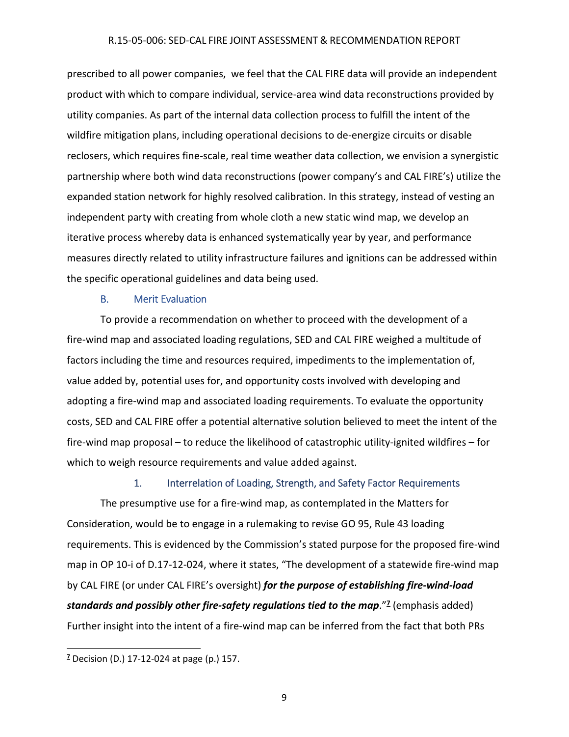prescribed to all power companies, we feel that the CAL FIRE data will provide an independent product with which to compare individual, service-area wind data reconstructions provided by utility companies. As part of the internal data collection process to fulfill the intent of the wildfire mitigation plans, including operational decisions to de-energize circuits or disable reclosers, which requires fine-scale, real time weather data collection, we envision a synergistic partnership where both wind data reconstructions (power company's and CAL FIRE's) utilize the expanded station network for highly resolved calibration. In this strategy, instead of vesting an independent party with creating from whole cloth a new static wind map, we develop an iterative process whereby data is enhanced systematically year by year, and performance measures directly related to utility infrastructure failures and ignitions can be addressed within the specific operational guidelines and data being used.

### B. Merit Evaluation

To provide a recommendation on whether to proceed with the development of a fire-wind map and associated loading regulations, SED and CAL FIRE weighed a multitude of factors including the time and resources required, impediments to the implementation of, value added by, potential uses for, and opportunity costs involved with developing and adopting a fire-wind map and associated loading requirements. To evaluate the opportunity costs, SED and CAL FIRE offer a potential alternative solution believed to meet the intent of the fire-wind map proposal – to reduce the likelihood of catastrophic utility-ignited wildfires – for which to weigh resource requirements and value added against.

#### 1. Interrelation of Loading, Strength, and Safety Factor Requirements

The presumptive use for a fire-wind map, as contemplated in the Matters for Consideration, would be to engage in a rulemaking to revise GO 95, Rule 43 loading requirements. This is evidenced by the Commission's stated purpose for the proposed fire-wind map in OP 10-i of D.17-12-024, where it states, "The development of a statewide fire-wind map by CAL FIRE (or under CAL FIRE's oversight) ***for the purpose of establishing fire-wind-load standards and possibly other fire-safety regulations tied to the map***."[7] (emphasis added) Further insight into the intent of a fire-wind map can be inferred from the fact that both PRs

[7] Decision (D.) 17-12-024 at page (p.) 157.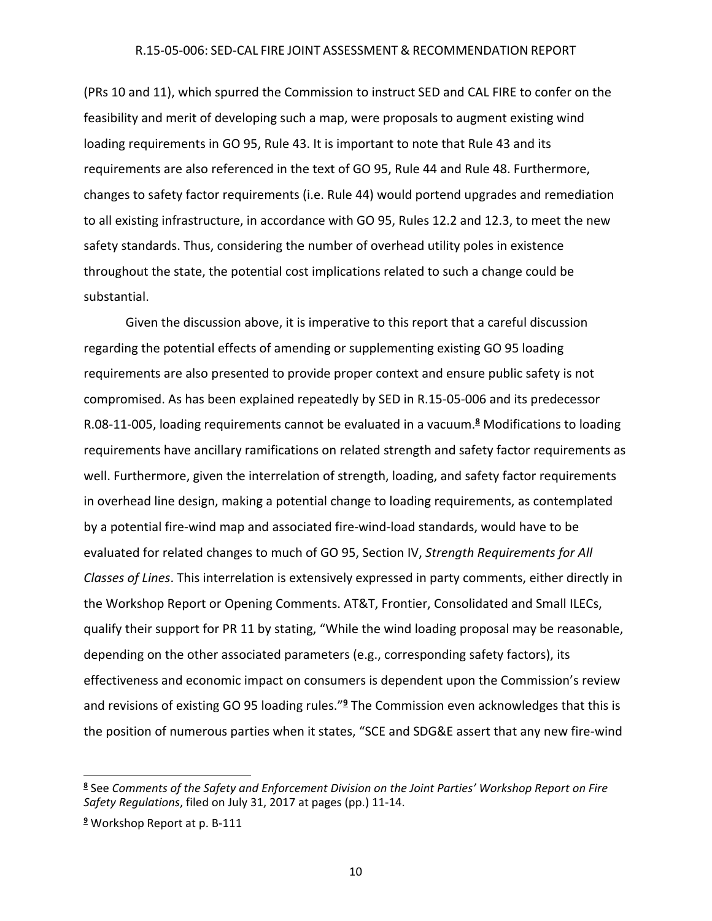(PRs 10 and 11), which spurred the Commission to instruct SED and CAL FIRE to confer on the feasibility and merit of developing such a map, were proposals to augment existing wind loading requirements in GO 95, Rule 43. It is important to note that Rule 43 and its requirements are also referenced in the text of GO 95, Rule 44 and Rule 48. Furthermore, changes to safety factor requirements (i.e. Rule 44) would portend upgrades and remediation to all existing infrastructure, in accordance with GO 95, Rules 12.2 and 12.3, to meet the new safety standards. Thus, considering the number of overhead utility poles in existence throughout the state, the potential cost implications related to such a change could be substantial.

Given the discussion above, it is imperative to this report that a careful discussion regarding the potential effects of amending or supplementing existing GO 95 loading requirements are also presented to provide proper context and ensure public safety is not compromised. As has been explained repeatedly by SED in R.15-05-006 and its predecessor R.08-11-005, loading requirements cannot be evaluated in a vacuum.[8] Modifications to loading requirements have ancillary ramifications on related strength and safety factor requirements as well. Furthermore, given the interrelation of strength, loading, and safety factor requirements in overhead line design, making a potential change to loading requirements, as contemplated by a potential fire-wind map and associated fire-wind-load standards, would have to be evaluated for related changes to much of GO 95, Section IV, *Strength Requirements for All Classes of Lines*. This interrelation is extensively expressed in party comments, either directly in the Workshop Report or Opening Comments. AT&T, Frontier, Consolidated and Small ILECs, qualify their support for PR 11 by stating, "While the wind loading proposal may be reasonable, depending on the other associated parameters (e.g., corresponding safety factors), its effectiveness and economic impact on consumers is dependent upon the Commission's review and revisions of existing GO 95 loading rules."[9] The Commission even acknowledges that this is the position of numerous parties when it states, "SCE and SDG&E assert that any new fire-wind

---

[8] See *Comments of the Safety and Enforcement Division on the Joint Parties' Workshop Report on Fire Safety Regulations*, filed on July 31, 2017 at pages (pp.) 11-14.

[9] Workshop Report at p. B-111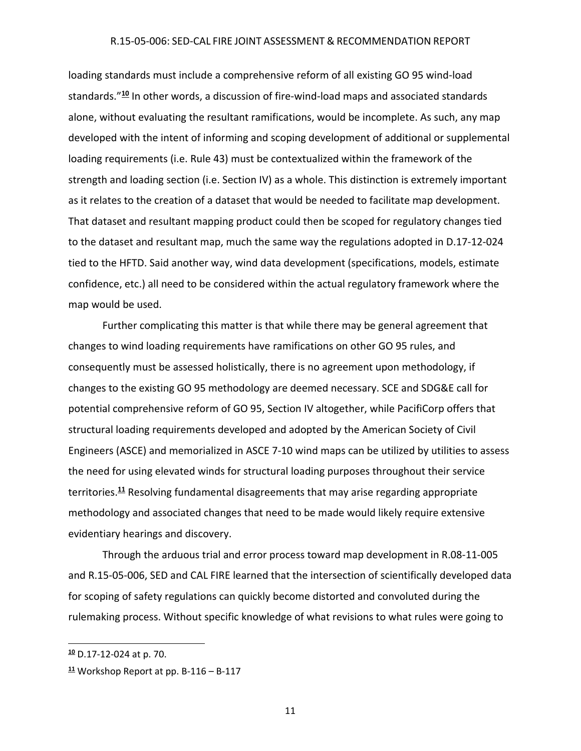loading standards must include a comprehensive reform of all existing GO 95 wind-load standards."[10] In other words, a discussion of fire-wind-load maps and associated standards alone, without evaluating the resultant ramifications, would be incomplete. As such, any map developed with the intent of informing and scoping development of additional or supplemental loading requirements (i.e. Rule 43) must be contextualized within the framework of the strength and loading section (i.e. Section IV) as a whole. This distinction is extremely important as it relates to the creation of a dataset that would be needed to facilitate map development. That dataset and resultant mapping product could then be scoped for regulatory changes tied to the dataset and resultant map, much the same way the regulations adopted in D.17-12-024 tied to the HFTD. Said another way, wind data development (specifications, models, estimate confidence, etc.) all need to be considered within the actual regulatory framework where the map would be used.

Further complicating this matter is that while there may be general agreement that changes to wind loading requirements have ramifications on other GO 95 rules, and consequently must be assessed holistically, there is no agreement upon methodology, if changes to the existing GO 95 methodology are deemed necessary. SCE and SDG&E call for potential comprehensive reform of GO 95, Section IV altogether, while PacifiCorp offers that structural loading requirements developed and adopted by the American Society of Civil Engineers (ASCE) and memorialized in ASCE 7-10 wind maps can be utilized by utilities to assess the need for using elevated winds for structural loading purposes throughout their service territories.[11] Resolving fundamental disagreements that may arise regarding appropriate methodology and associated changes that need to be made would likely require extensive evidentiary hearings and discovery.

Through the arduous trial and error process toward map development in R.08-11-005 and R.15-05-006, SED and CAL FIRE learned that the intersection of scientifically developed data for scoping of safety regulations can quickly become distorted and convoluted during the rulemaking process. Without specific knowledge of what revisions to what rules were going to

---

[10] D.17-12-024 at p. 70.

[11] Workshop Report at pp. B-116 – B-117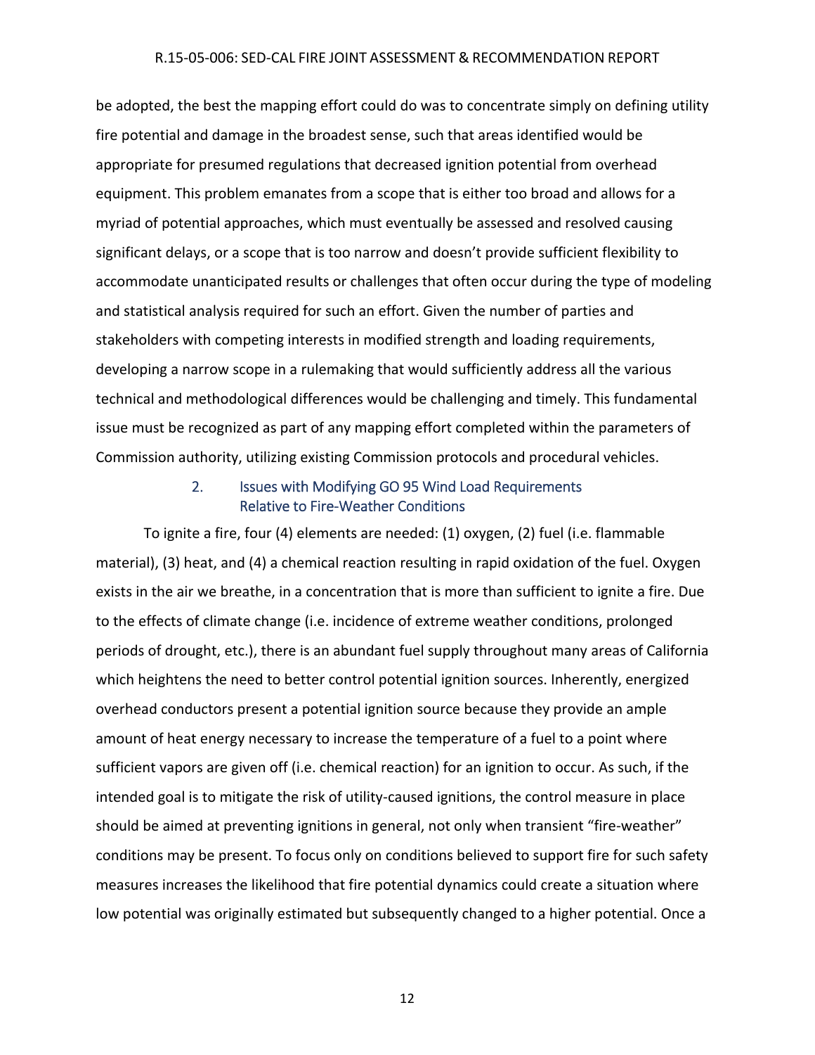be adopted, the best the mapping effort could do was to concentrate simply on defining utility fire potential and damage in the broadest sense, such that areas identified would be appropriate for presumed regulations that decreased ignition potential from overhead equipment. This problem emanates from a scope that is either too broad and allows for a myriad of potential approaches, which must eventually be assessed and resolved causing significant delays, or a scope that is too narrow and doesn't provide sufficient flexibility to accommodate unanticipated results or challenges that often occur during the type of modeling and statistical analysis required for such an effort. Given the number of parties and stakeholders with competing interests in modified strength and loading requirements, developing a narrow scope in a rulemaking that would sufficiently address all the various technical and methodological differences would be challenging and timely. This fundamental issue must be recognized as part of any mapping effort completed within the parameters of Commission authority, utilizing existing Commission protocols and procedural vehicles.

### 2. Issues with Modifying GO 95 Wind Load Requirements Relative to Fire-Weather Conditions

To ignite a fire, four (4) elements are needed: (1) oxygen, (2) fuel (i.e. flammable material), (3) heat, and (4) a chemical reaction resulting in rapid oxidation of the fuel. Oxygen exists in the air we breathe, in a concentration that is more than sufficient to ignite a fire. Due to the effects of climate change (i.e. incidence of extreme weather conditions, prolonged periods of drought, etc.), there is an abundant fuel supply throughout many areas of California which heightens the need to better control potential ignition sources. Inherently, energized overhead conductors present a potential ignition source because they provide an ample amount of heat energy necessary to increase the temperature of a fuel to a point where sufficient vapors are given off (i.e. chemical reaction) for an ignition to occur. As such, if the intended goal is to mitigate the risk of utility-caused ignitions, the control measure in place should be aimed at preventing ignitions in general, not only when transient "fire-weather" conditions may be present. To focus only on conditions believed to support fire for such safety measures increases the likelihood that fire potential dynamics could create a situation where low potential was originally estimated but subsequently changed to a higher potential. Once a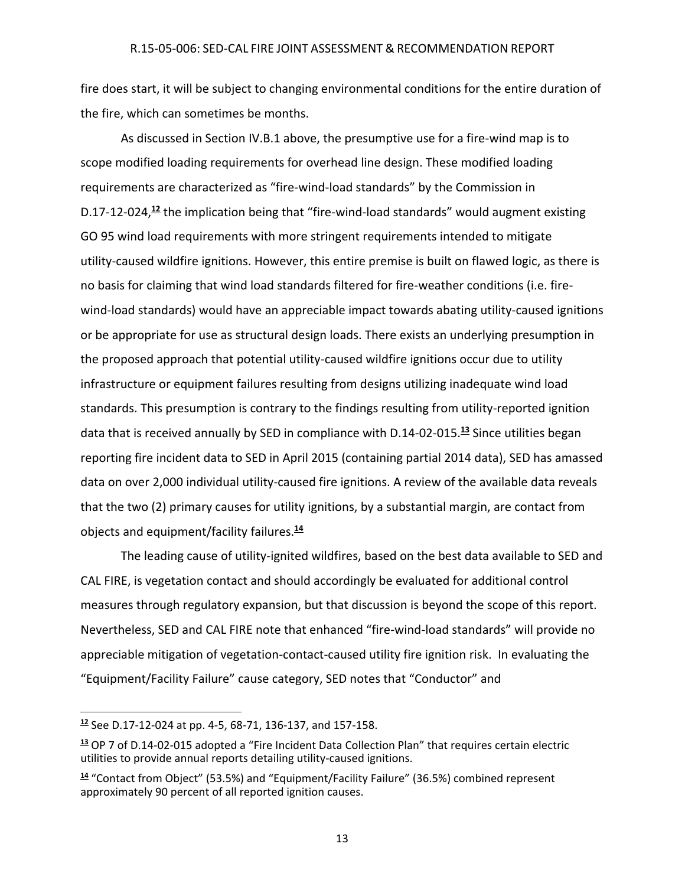fire does start, it will be subject to changing environmental conditions for the entire duration of the fire, which can sometimes be months.

As discussed in Section IV.B.1 above, the presumptive use for a fire-wind map is to scope modified loading requirements for overhead line design. These modified loading requirements are characterized as "fire-wind-load standards" by the Commission in D.17-12-024,[12] the implication being that "fire-wind-load standards" would augment existing GO 95 wind load requirements with more stringent requirements intended to mitigate utility-caused wildfire ignitions. However, this entire premise is built on flawed logic, as there is no basis for claiming that wind load standards filtered for fire-weather conditions (i.e. fire-wind-load standards) would have an appreciable impact towards abating utility-caused ignitions or be appropriate for use as structural design loads. There exists an underlying presumption in the proposed approach that potential utility-caused wildfire ignitions occur due to utility infrastructure or equipment failures resulting from designs utilizing inadequate wind load standards. This presumption is contrary to the findings resulting from utility-reported ignition data that is received annually by SED in compliance with D.14-02-015.[13] Since utilities began reporting fire incident data to SED in April 2015 (containing partial 2014 data), SED has amassed data on over 2,000 individual utility-caused fire ignitions. A review of the available data reveals that the two (2) primary causes for utility ignitions, by a substantial margin, are contact from objects and equipment/facility failures.[14]

The leading cause of utility-ignited wildfires, based on the best data available to SED and CAL FIRE, is vegetation contact and should accordingly be evaluated for additional control measures through regulatory expansion, but that discussion is beyond the scope of this report. Nevertheless, SED and CAL FIRE note that enhanced "fire-wind-load standards" will provide no appreciable mitigation of vegetation-contact-caused utility fire ignition risk. In evaluating the "Equipment/Facility Failure" cause category, SED notes that "Conductor" and

---

[12] See D.17-12-024 at pp. 4-5, 68-71, 136-137, and 157-158.

[13] OP 7 of D.14-02-015 adopted a "Fire Incident Data Collection Plan" that requires certain electric utilities to provide annual reports detailing utility-caused ignitions.

[14] "Contact from Object" (53.5%) and "Equipment/Facility Failure" (36.5%) combined represent approximately 90 percent of all reported ignition causes.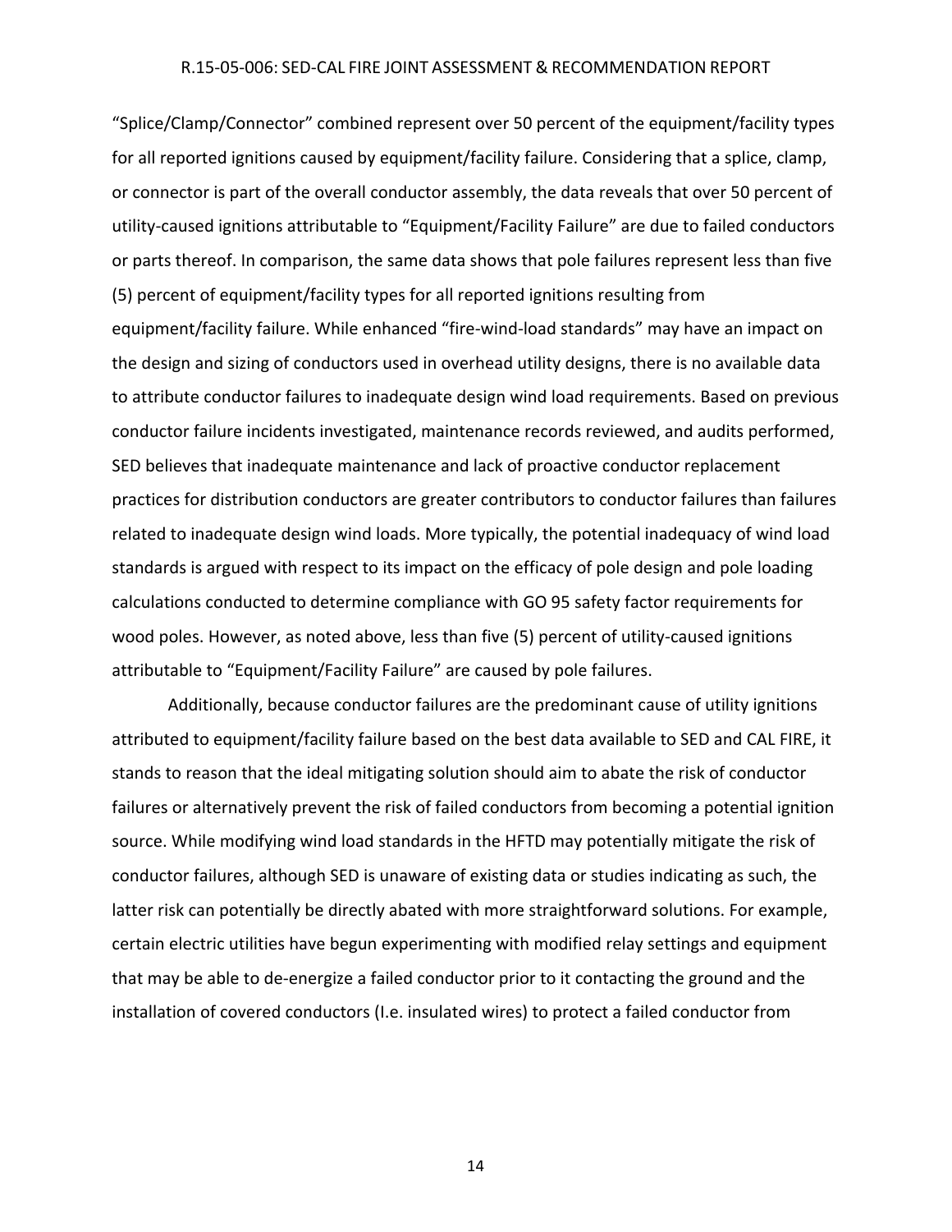"Splice/Clamp/Connector" combined represent over 50 percent of the equipment/facility types for all reported ignitions caused by equipment/facility failure. Considering that a splice, clamp, or connector is part of the overall conductor assembly, the data reveals that over 50 percent of utility-caused ignitions attributable to "Equipment/Facility Failure" are due to failed conductors or parts thereof. In comparison, the same data shows that pole failures represent less than five (5) percent of equipment/facility types for all reported ignitions resulting from equipment/facility failure. While enhanced "fire-wind-load standards" may have an impact on the design and sizing of conductors used in overhead utility designs, there is no available data to attribute conductor failures to inadequate design wind load requirements. Based on previous conductor failure incidents investigated, maintenance records reviewed, and audits performed, SED believes that inadequate maintenance and lack of proactive conductor replacement practices for distribution conductors are greater contributors to conductor failures than failures related to inadequate design wind loads. More typically, the potential inadequacy of wind load standards is argued with respect to its impact on the efficacy of pole design and pole loading calculations conducted to determine compliance with GO 95 safety factor requirements for wood poles. However, as noted above, less than five (5) percent of utility-caused ignitions attributable to "Equipment/Facility Failure" are caused by pole failures.

Additionally, because conductor failures are the predominant cause of utility ignitions attributed to equipment/facility failure based on the best data available to SED and CAL FIRE, it stands to reason that the ideal mitigating solution should aim to abate the risk of conductor failures or alternatively prevent the risk of failed conductors from becoming a potential ignition source. While modifying wind load standards in the HFTD may potentially mitigate the risk of conductor failures, although SED is unaware of existing data or studies indicating as such, the latter risk can potentially be directly abated with more straightforward solutions. For example, certain electric utilities have begun experimenting with modified relay settings and equipment that may be able to de-energize a failed conductor prior to it contacting the ground and the installation of covered conductors (I.e. insulated wires) to protect a failed conductor from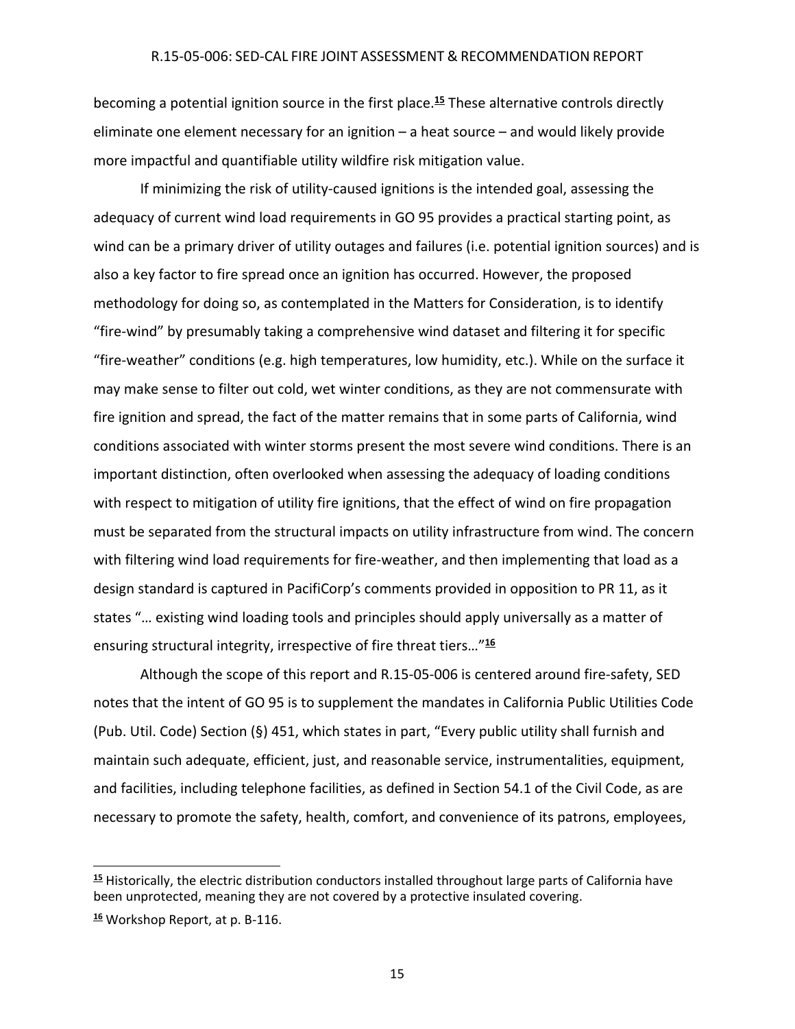becoming a potential ignition source in the first place.[15] These alternative controls directly eliminate one element necessary for an ignition – a heat source – and would likely provide more impactful and quantifiable utility wildfire risk mitigation value.

If minimizing the risk of utility-caused ignitions is the intended goal, assessing the adequacy of current wind load requirements in GO 95 provides a practical starting point, as wind can be a primary driver of utility outages and failures (i.e. potential ignition sources) and is also a key factor to fire spread once an ignition has occurred. However, the proposed methodology for doing so, as contemplated in the Matters for Consideration, is to identify "fire-wind" by presumably taking a comprehensive wind dataset and filtering it for specific "fire-weather" conditions (e.g. high temperatures, low humidity, etc.). While on the surface it may make sense to filter out cold, wet winter conditions, as they are not commensurate with fire ignition and spread, the fact of the matter remains that in some parts of California, wind conditions associated with winter storms present the most severe wind conditions. There is an important distinction, often overlooked when assessing the adequacy of loading conditions with respect to mitigation of utility fire ignitions, that the effect of wind on fire propagation must be separated from the structural impacts on utility infrastructure from wind. The concern with filtering wind load requirements for fire-weather, and then implementing that load as a design standard is captured in PacifiCorp's comments provided in opposition to PR 11, as it states "… existing wind loading tools and principles should apply universally as a matter of ensuring structural integrity, irrespective of fire threat tiers…"[16]

Although the scope of this report and R.15-05-006 is centered around fire-safety, SED notes that the intent of GO 95 is to supplement the mandates in California Public Utilities Code (Pub. Util. Code) Section (§) 451, which states in part, "Every public utility shall furnish and maintain such adequate, efficient, just, and reasonable service, instrumentalities, equipment, and facilities, including telephone facilities, as defined in Section 54.1 of the Civil Code, as are necessary to promote the safety, health, comfort, and convenience of its patrons, employees,

---

[15] Historically, the electric distribution conductors installed throughout large parts of California have been unprotected, meaning they are not covered by a protective insulated covering.

[16] Workshop Report, at p. B-116.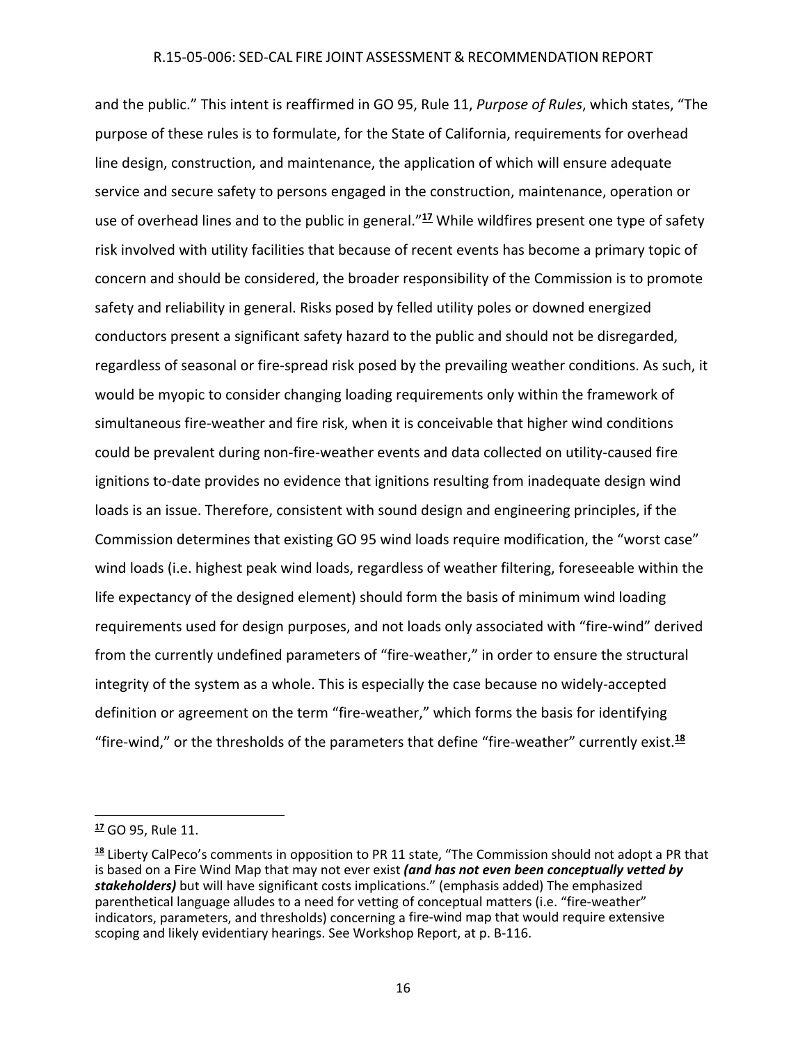and the public." This intent is reaffirmed in GO 95, Rule 11, *Purpose of Rules*, which states, "The purpose of these rules is to formulate, for the State of California, requirements for overhead line design, construction, and maintenance, the application of which will ensure adequate service and secure safety to persons engaged in the construction, maintenance, operation or use of overhead lines and to the public in general."[17] While wildfires present one type of safety risk involved with utility facilities that because of recent events has become a primary topic of concern and should be considered, the broader responsibility of the Commission is to promote safety and reliability in general. Risks posed by felled utility poles or downed energized conductors present a significant safety hazard to the public and should not be disregarded, regardless of seasonal or fire-spread risk posed by the prevailing weather conditions. As such, it would be myopic to consider changing loading requirements only within the framework of simultaneous fire-weather and fire risk, when it is conceivable that higher wind conditions could be prevalent during non-fire-weather events and data collected on utility-caused fire ignitions to-date provides no evidence that ignitions resulting from inadequate design wind loads is an issue. Therefore, consistent with sound design and engineering principles, if the Commission determines that existing GO 95 wind loads require modification, the "worst case" wind loads (i.e. highest peak wind loads, regardless of weather filtering, foreseeable within the life expectancy of the designed element) should form the basis of minimum wind loading requirements used for design purposes, and not loads only associated with "fire-wind" derived from the currently undefined parameters of "fire-weather," in order to ensure the structural integrity of the system as a whole. This is especially the case because no widely-accepted definition or agreement on the term "fire-weather," which forms the basis for identifying "fire-wind," or the thresholds of the parameters that define "fire-weather" currently exist.[18]

---

[17] GO 95, Rule 11.

[18] Liberty CalPeco's comments in opposition to PR 11 state, "The Commission should not adopt a PR that is based on a Fire Wind Map that may not ever exist ***(and has not even been conceptually vetted by stakeholders)*** but will have significant costs implications." (emphasis added) The emphasized parenthetical language alludes to a need for vetting of conceptual matters (i.e. "fire-weather" indicators, parameters, and thresholds) concerning a fire-wind map that would require extensive scoping and likely evidentiary hearings. See Workshop Report, at p. B-116.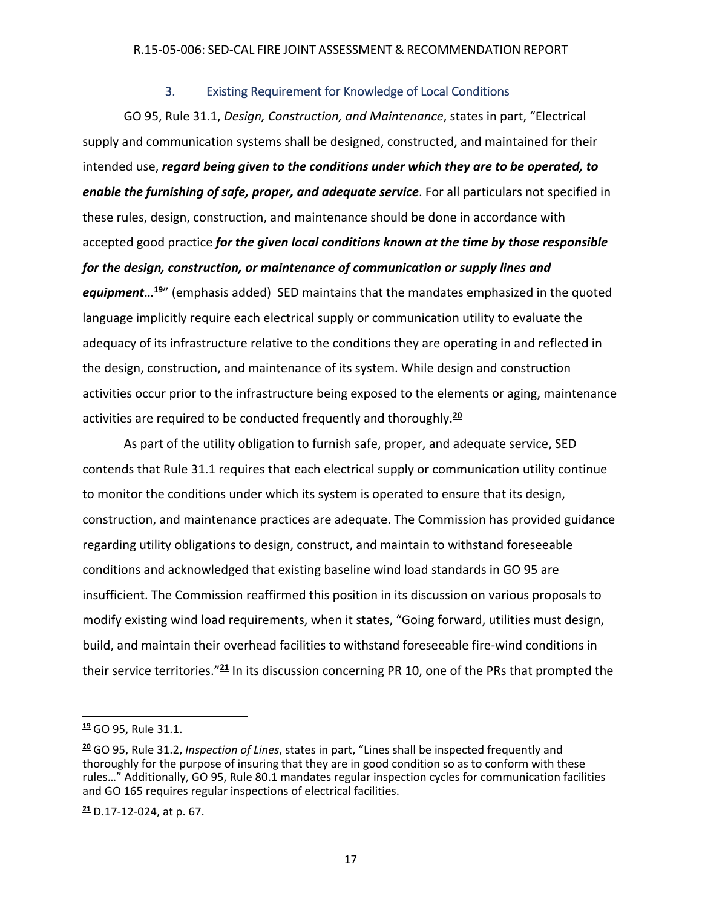### 3. Existing Requirement for Knowledge of Local Conditions

GO 95, Rule 31.1, *Design, Construction, and Maintenance*, states in part, "Electrical supply and communication systems shall be designed, constructed, and maintained for their intended use, ***regard being given to the conditions under which they are to be operated, to enable the furnishing of safe, proper, and adequate service***. For all particulars not specified in these rules, design, construction, and maintenance should be done in accordance with accepted good practice ***for the given local conditions known at the time by those responsible for the design, construction, or maintenance of communication or supply lines and equipment***…[19]" (emphasis added) SED maintains that the mandates emphasized in the quoted language implicitly require each electrical supply or communication utility to evaluate the adequacy of its infrastructure relative to the conditions they are operating in and reflected in the design, construction, and maintenance of its system. While design and construction activities occur prior to the infrastructure being exposed to the elements or aging, maintenance activities are required to be conducted frequently and thoroughly.[20]

As part of the utility obligation to furnish safe, proper, and adequate service, SED contends that Rule 31.1 requires that each electrical supply or communication utility continue to monitor the conditions under which its system is operated to ensure that its design, construction, and maintenance practices are adequate. The Commission has provided guidance regarding utility obligations to design, construct, and maintain to withstand foreseeable conditions and acknowledged that existing baseline wind load standards in GO 95 are insufficient. The Commission reaffirmed this position in its discussion on various proposals to modify existing wind load requirements, when it states, "Going forward, utilities must design, build, and maintain their overhead facilities to withstand foreseeable fire-wind conditions in their service territories."[21] In its discussion concerning PR 10, one of the PRs that prompted the

---

[19] GO 95, Rule 31.1.

[20] GO 95, Rule 31.2, *Inspection of Lines*, states in part, "Lines shall be inspected frequently and thoroughly for the purpose of insuring that they are in good condition so as to conform with these rules…" Additionally, GO 95, Rule 80.1 mandates regular inspection cycles for communication facilities and GO 165 requires regular inspections of electrical facilities.

[21] D.17-12-024, at p. 67.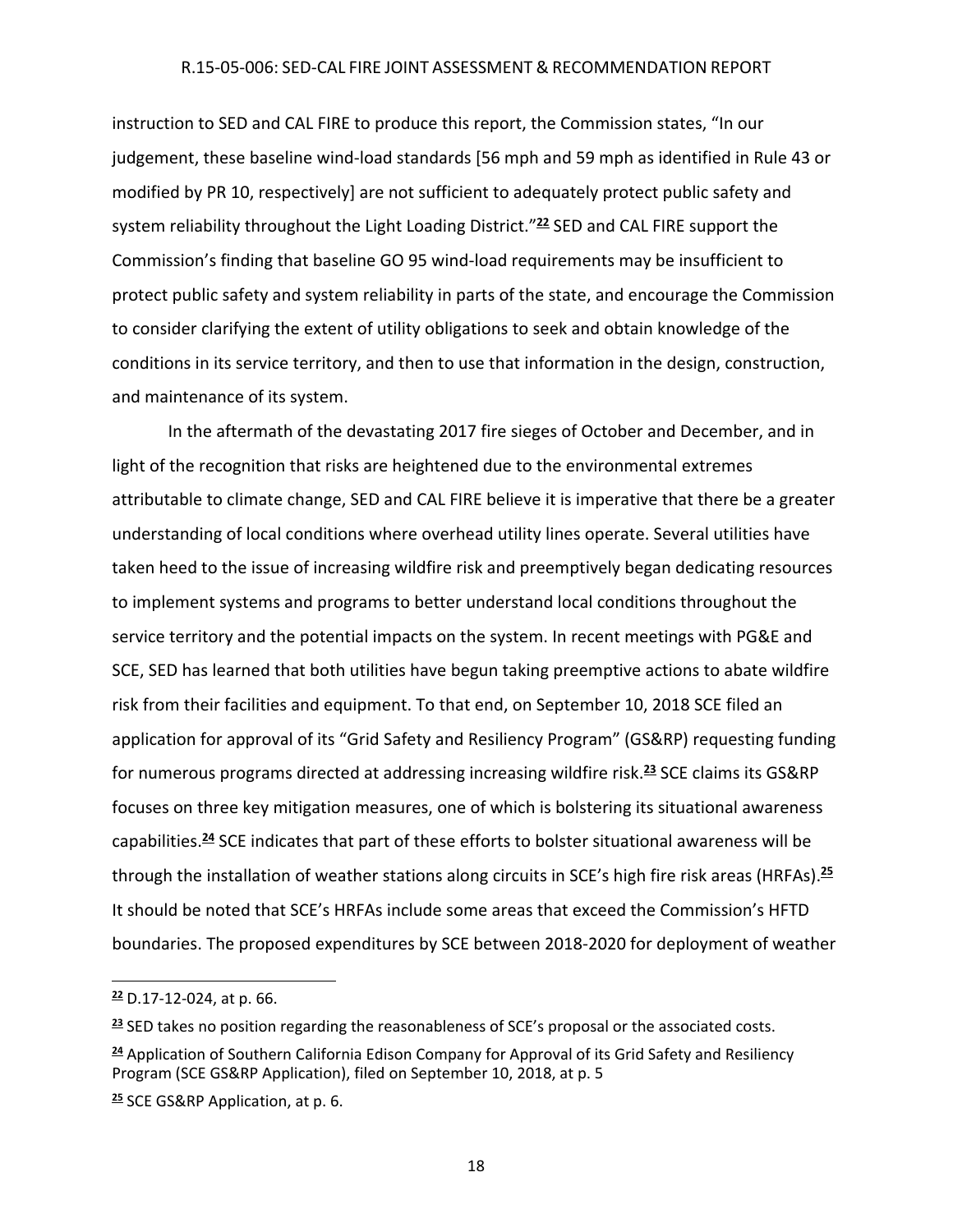instruction to SED and CAL FIRE to produce this report, the Commission states, "In our judgement, these baseline wind-load standards [56 mph and 59 mph as identified in Rule 43 or modified by PR 10, respectively] are not sufficient to adequately protect public safety and system reliability throughout the Light Loading District."[22] SED and CAL FIRE support the Commission's finding that baseline GO 95 wind-load requirements may be insufficient to protect public safety and system reliability in parts of the state, and encourage the Commission to consider clarifying the extent of utility obligations to seek and obtain knowledge of the conditions in its service territory, and then to use that information in the design, construction, and maintenance of its system.

In the aftermath of the devastating 2017 fire sieges of October and December, and in light of the recognition that risks are heightened due to the environmental extremes attributable to climate change, SED and CAL FIRE believe it is imperative that there be a greater understanding of local conditions where overhead utility lines operate. Several utilities have taken heed to the issue of increasing wildfire risk and preemptively began dedicating resources to implement systems and programs to better understand local conditions throughout the service territory and the potential impacts on the system. In recent meetings with PG&E and SCE, SED has learned that both utilities have begun taking preemptive actions to abate wildfire risk from their facilities and equipment. To that end, on September 10, 2018 SCE filed an application for approval of its "Grid Safety and Resiliency Program" (GS&RP) requesting funding for numerous programs directed at addressing increasing wildfire risk.[23] SCE claims its GS&RP focuses on three key mitigation measures, one of which is bolstering its situational awareness capabilities.[24] SCE indicates that part of these efforts to bolster situational awareness will be through the installation of weather stations along circuits in SCE's high fire risk areas (HRFAs).[25] It should be noted that SCE's HRFAs include some areas that exceed the Commission's HFTD boundaries. The proposed expenditures by SCE between 2018-2020 for deployment of weather

---

[22] D.17-12-024, at p. 66.

[23] SED takes no position regarding the reasonableness of SCE's proposal or the associated costs.

[24] Application of Southern California Edison Company for Approval of its Grid Safety and Resiliency Program (SCE GS&RP Application), filed on September 10, 2018, at p. 5

[25] SCE GS&RP Application, at p. 6.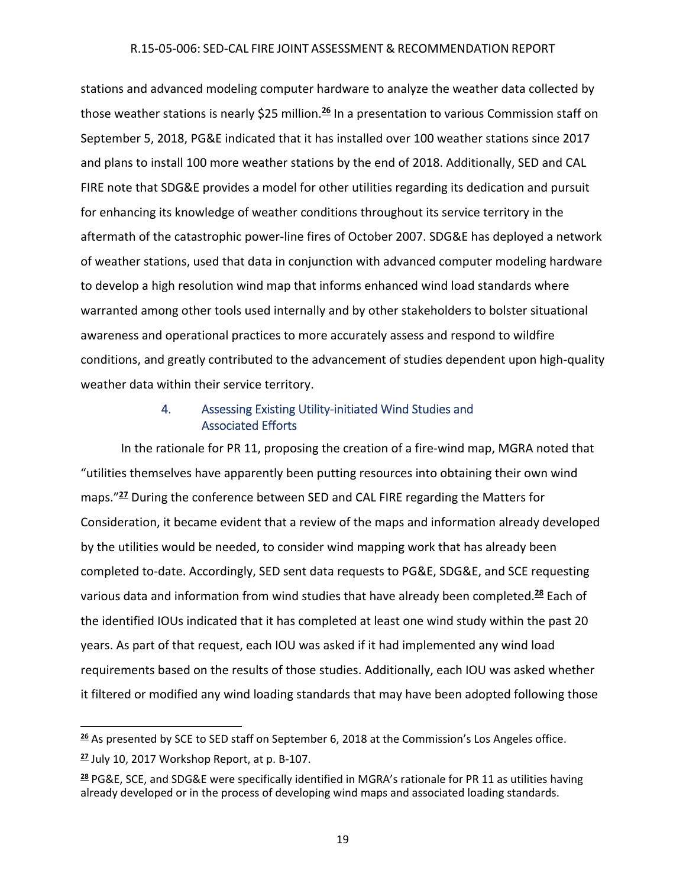stations and advanced modeling computer hardware to analyze the weather data collected by those weather stations is nearly $25 million.[26] In a presentation to various Commission staff on September 5, 2018, PG&E indicated that it has installed over 100 weather stations since 2017 and plans to install 100 more weather stations by the end of 2018. Additionally, SED and CAL FIRE note that SDG&E provides a model for other utilities regarding its dedication and pursuit for enhancing its knowledge of weather conditions throughout its service territory in the aftermath of the catastrophic power-line fires of October 2007. SDG&E has deployed a network of weather stations, used that data in conjunction with advanced computer modeling hardware to develop a high resolution wind map that informs enhanced wind load standards where warranted among other tools used internally and by other stakeholders to bolster situational awareness and operational practices to more accurately assess and respond to wildfire conditions, and greatly contributed to the advancement of studies dependent upon high-quality weather data within their service territory.

### 4. Assessing Existing Utility-initiated Wind Studies and Associated Efforts

In the rationale for PR 11, proposing the creation of a fire-wind map, MGRA noted that "utilities themselves have apparently been putting resources into obtaining their own wind maps."[27] During the conference between SED and CAL FIRE regarding the Matters for Consideration, it became evident that a review of the maps and information already developed by the utilities would be needed, to consider wind mapping work that has already been completed to-date. Accordingly, SED sent data requests to PG&E, SDG&E, and SCE requesting various data and information from wind studies that have already been completed.[28] Each of the identified IOUs indicated that it has completed at least one wind study within the past 20 years. As part of that request, each IOU was asked if it had implemented any wind load requirements based on the results of those studies. Additionally, each IOU was asked whether it filtered or modified any wind loading standards that may have been adopted following those

---

[26] As presented by SCE to SED staff on September 6, 2018 at the Commission's Los Angeles office.

[27] July 10, 2017 Workshop Report, at p. B-107.

[28] PG&E, SCE, and SDG&E were specifically identified in MGRA's rationale for PR 11 as utilities having already developed or in the process of developing wind maps and associated loading standards.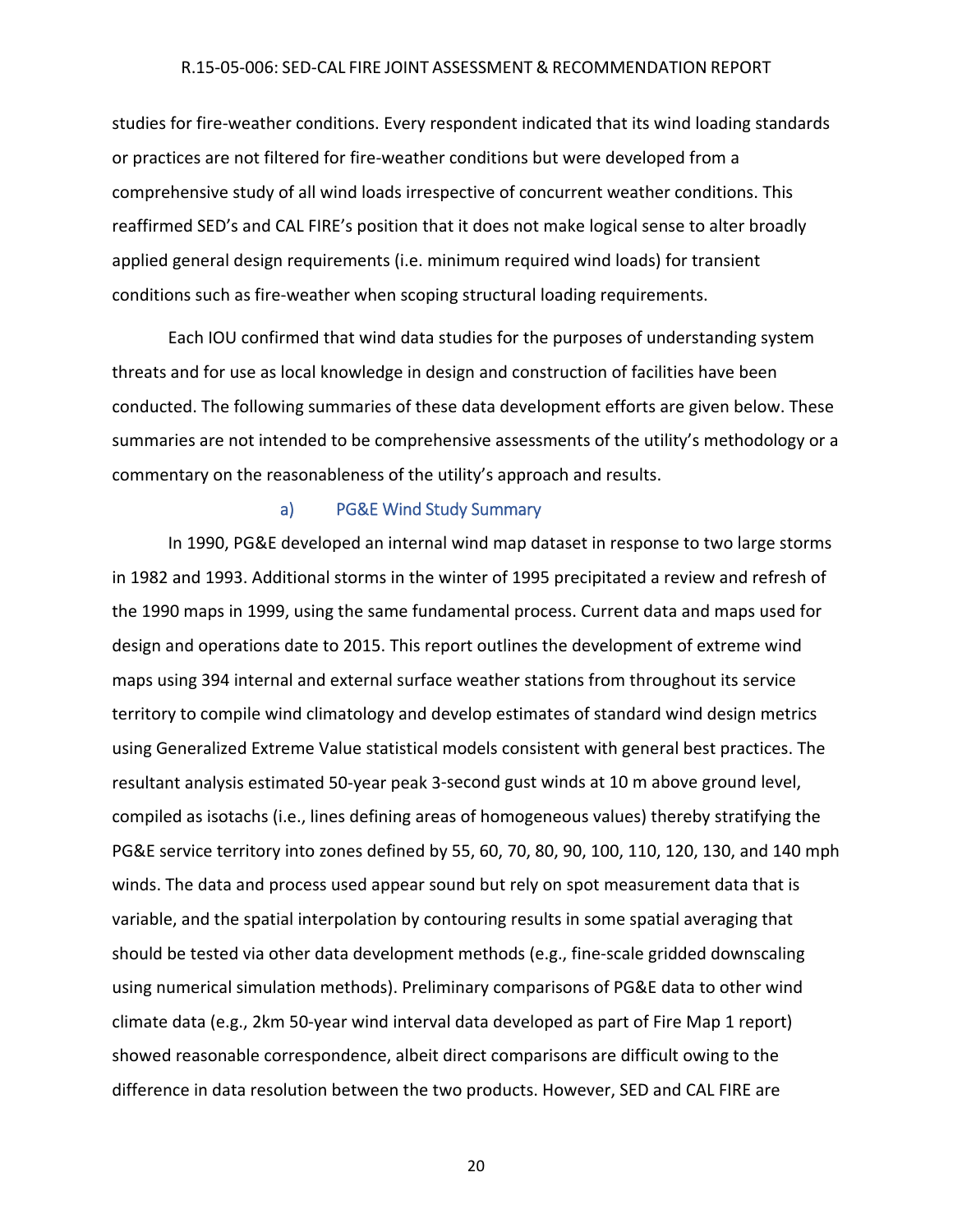studies for fire-weather conditions. Every respondent indicated that its wind loading standards or practices are not filtered for fire-weather conditions but were developed from a comprehensive study of all wind loads irrespective of concurrent weather conditions. This reaffirmed SED's and CAL FIRE's position that it does not make logical sense to alter broadly applied general design requirements (i.e. minimum required wind loads) for transient conditions such as fire-weather when scoping structural loading requirements.

Each IOU confirmed that wind data studies for the purposes of understanding system threats and for use as local knowledge in design and construction of facilities have been conducted. The following summaries of these data development efforts are given below. These summaries are not intended to be comprehensive assessments of the utility's methodology or a commentary on the reasonableness of the utility's approach and results.

#### a) PG&E Wind Study Summary

In 1990, PG&E developed an internal wind map dataset in response to two large storms in 1982 and 1993. Additional storms in the winter of 1995 precipitated a review and refresh of the 1990 maps in 1999, using the same fundamental process. Current data and maps used for design and operations date to 2015. This report outlines the development of extreme wind maps using 394 internal and external surface weather stations from throughout its service territory to compile wind climatology and develop estimates of standard wind design metrics using Generalized Extreme Value statistical models consistent with general best practices. The resultant analysis estimated 50-year peak 3-second gust winds at 10 m above ground level, compiled as isotachs (i.e., lines defining areas of homogeneous values) thereby stratifying the PG&E service territory into zones defined by 55, 60, 70, 80, 90, 100, 110, 120, 130, and 140 mph winds. The data and process used appear sound but rely on spot measurement data that is variable, and the spatial interpolation by contouring results in some spatial averaging that should be tested via other data development methods (e.g., fine-scale gridded downscaling using numerical simulation methods). Preliminary comparisons of PG&E data to other wind climate data (e.g., 2km 50-year wind interval data developed as part of Fire Map 1 report) showed reasonable correspondence, albeit direct comparisons are difficult owing to the difference in data resolution between the two products. However, SED and CAL FIRE are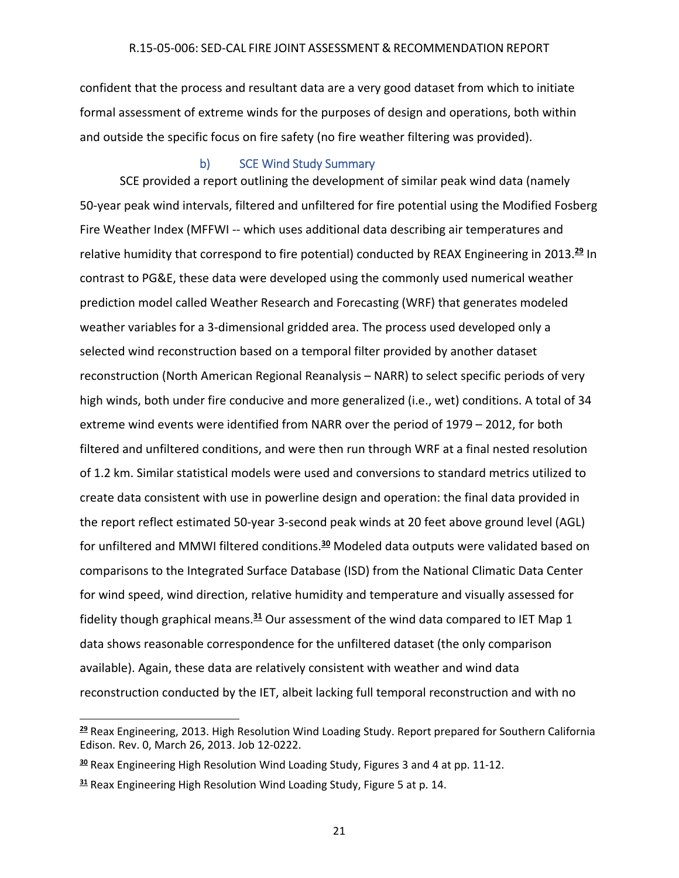confident that the process and resultant data are a very good dataset from which to initiate formal assessment of extreme winds for the purposes of design and operations, both within and outside the specific focus on fire safety (no fire weather filtering was provided).

### b) SCE Wind Study Summary

SCE provided a report outlining the development of similar peak wind data (namely 50-year peak wind intervals, filtered and unfiltered for fire potential using the Modified Fosberg Fire Weather Index (MFFWI -- which uses additional data describing air temperatures and relative humidity that correspond to fire potential) conducted by REAX Engineering in 2013.[29] In contrast to PG&E, these data were developed using the commonly used numerical weather prediction model called Weather Research and Forecasting (WRF) that generates modeled weather variables for a 3-dimensional gridded area. The process used developed only a selected wind reconstruction based on a temporal filter provided by another dataset reconstruction (North American Regional Reanalysis – NARR) to select specific periods of very high winds, both under fire conducive and more generalized (i.e., wet) conditions. A total of 34 extreme wind events were identified from NARR over the period of 1979 – 2012, for both filtered and unfiltered conditions, and were then run through WRF at a final nested resolution of 1.2 km. Similar statistical models were used and conversions to standard metrics utilized to create data consistent with use in powerline design and operation: the final data provided in the report reflect estimated 50-year 3-second peak winds at 20 feet above ground level (AGL) for unfiltered and MMWI filtered conditions.[30] Modeled data outputs were validated based on comparisons to the Integrated Surface Database (ISD) from the National Climatic Data Center for wind speed, wind direction, relative humidity and temperature and visually assessed for fidelity though graphical means.[31] Our assessment of the wind data compared to IET Map 1 data shows reasonable correspondence for the unfiltered dataset (the only comparison available). Again, these data are relatively consistent with weather and wind data reconstruction conducted by the IET, albeit lacking full temporal reconstruction and with no

---

[29] Reax Engineering, 2013. High Resolution Wind Loading Study. Report prepared for Southern California Edison. Rev. 0, March 26, 2013. Job 12-0222.

[30] Reax Engineering High Resolution Wind Loading Study, Figures 3 and 4 at pp. 11-12.

[31] Reax Engineering High Resolution Wind Loading Study, Figure 5 at p. 14.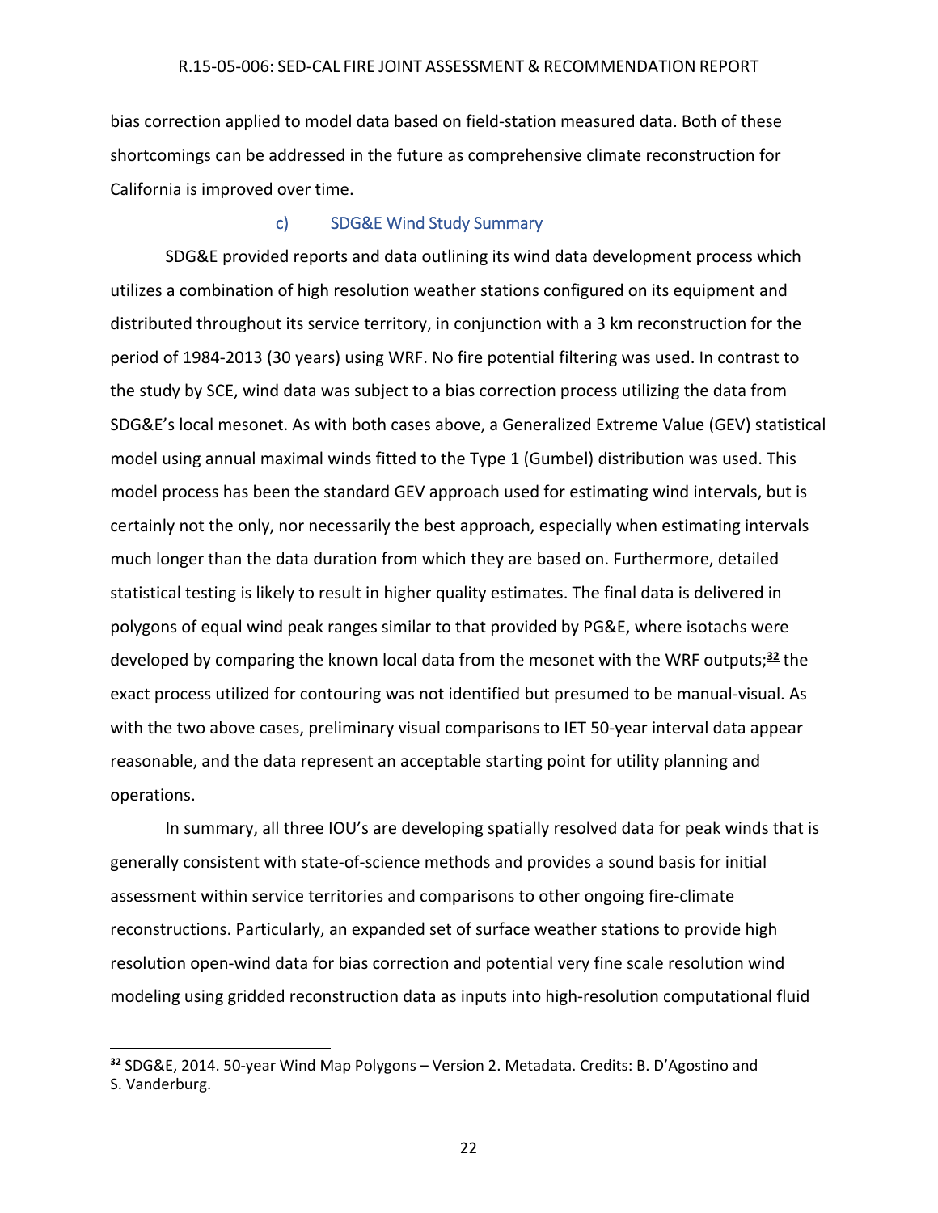bias correction applied to model data based on field-station measured data. Both of these shortcomings can be addressed in the future as comprehensive climate reconstruction for California is improved over time.

### c) SDG&E Wind Study Summary

SDG&E provided reports and data outlining its wind data development process which utilizes a combination of high resolution weather stations configured on its equipment and distributed throughout its service territory, in conjunction with a 3 km reconstruction for the period of 1984-2013 (30 years) using WRF. No fire potential filtering was used. In contrast to the study by SCE, wind data was subject to a bias correction process utilizing the data from SDG&E's local mesonet. As with both cases above, a Generalized Extreme Value (GEV) statistical model using annual maximal winds fitted to the Type 1 (Gumbel) distribution was used. This model process has been the standard GEV approach used for estimating wind intervals, but is certainly not the only, nor necessarily the best approach, especially when estimating intervals much longer than the data duration from which they are based on. Furthermore, detailed statistical testing is likely to result in higher quality estimates. The final data is delivered in polygons of equal wind peak ranges similar to that provided by PG&E, where isotachs were developed by comparing the known local data from the mesonet with the WRF outputs;[32] the exact process utilized for contouring was not identified but presumed to be manual-visual. As with the two above cases, preliminary visual comparisons to IET 50-year interval data appear reasonable, and the data represent an acceptable starting point for utility planning and operations.

In summary, all three IOU's are developing spatially resolved data for peak winds that is generally consistent with state-of-science methods and provides a sound basis for initial assessment within service territories and comparisons to other ongoing fire-climate reconstructions. Particularly, an expanded set of surface weather stations to provide high resolution open-wind data for bias correction and potential very fine scale resolution wind modeling using gridded reconstruction data as inputs into high-resolution computational fluid

---

[32] SDG&E, 2014. 50-year Wind Map Polygons – Version 2. Metadata. Credits: B. D'Agostino and S. Vanderburg.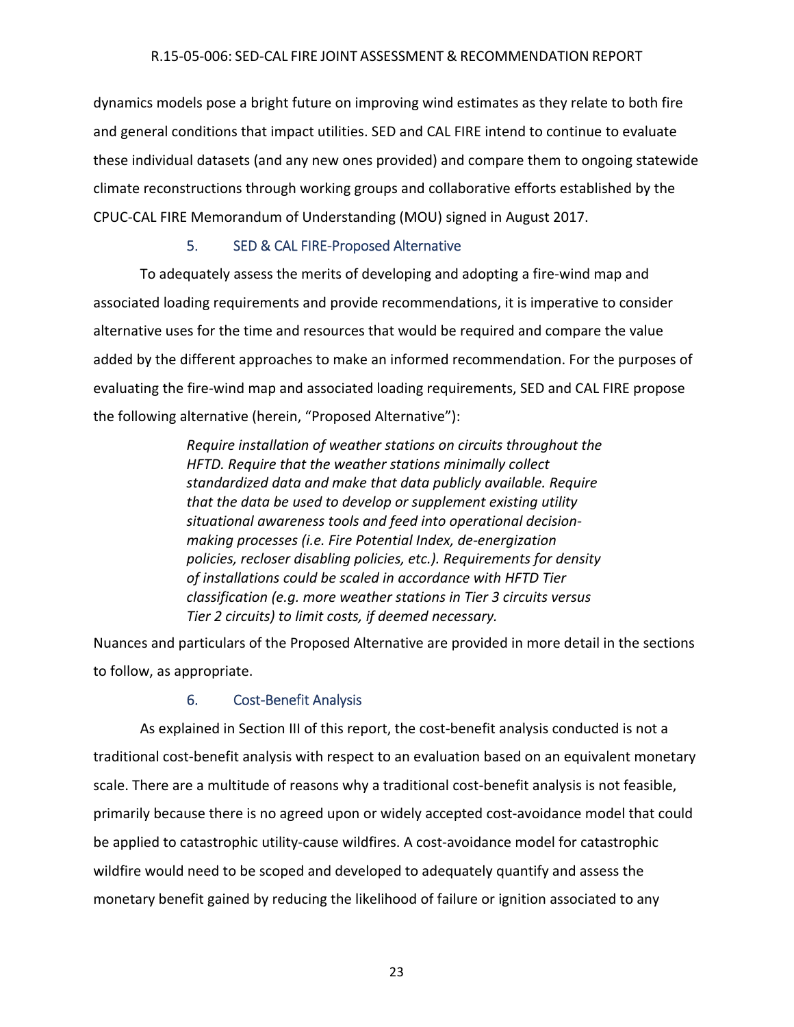dynamics models pose a bright future on improving wind estimates as they relate to both fire and general conditions that impact utilities. SED and CAL FIRE intend to continue to evaluate these individual datasets (and any new ones provided) and compare them to ongoing statewide climate reconstructions through working groups and collaborative efforts established by the CPUC-CAL FIRE Memorandum of Understanding (MOU) signed in August 2017.

### 5. SED & CAL FIRE-Proposed Alternative

To adequately assess the merits of developing and adopting a fire-wind map and associated loading requirements and provide recommendations, it is imperative to consider alternative uses for the time and resources that would be required and compare the value added by the different approaches to make an informed recommendation. For the purposes of evaluating the fire-wind map and associated loading requirements, SED and CAL FIRE propose the following alternative (herein, "Proposed Alternative"):

> *Require installation of weather stations on circuits throughout the HFTD. Require that the weather stations minimally collect standardized data and make that data publicly available. Require that the data be used to develop or supplement existing utility situational awareness tools and feed into operational decision-making processes (i.e. Fire Potential Index, de-energization policies, recloser disabling policies, etc.). Requirements for density of installations could be scaled in accordance with HFTD Tier classification (e.g. more weather stations in Tier 3 circuits versus Tier 2 circuits) to limit costs, if deemed necessary.*

Nuances and particulars of the Proposed Alternative are provided in more detail in the sections to follow, as appropriate.

### 6. Cost-Benefit Analysis

As explained in Section III of this report, the cost-benefit analysis conducted is not a traditional cost-benefit analysis with respect to an evaluation based on an equivalent monetary scale. There are a multitude of reasons why a traditional cost-benefit analysis is not feasible, primarily because there is no agreed upon or widely accepted cost-avoidance model that could be applied to catastrophic utility-cause wildfires. A cost-avoidance model for catastrophic wildfire would need to be scoped and developed to adequately quantify and assess the monetary benefit gained by reducing the likelihood of failure or ignition associated to any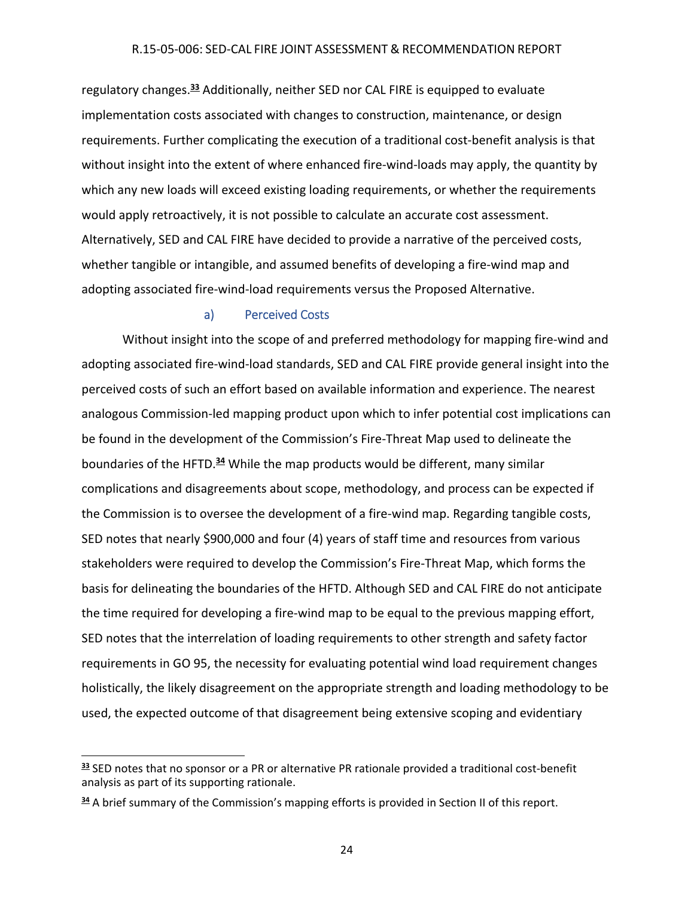regulatory changes.[33] Additionally, neither SED nor CAL FIRE is equipped to evaluate implementation costs associated with changes to construction, maintenance, or design requirements. Further complicating the execution of a traditional cost-benefit analysis is that without insight into the extent of where enhanced fire-wind-loads may apply, the quantity by which any new loads will exceed existing loading requirements, or whether the requirements would apply retroactively, it is not possible to calculate an accurate cost assessment. Alternatively, SED and CAL FIRE have decided to provide a narrative of the perceived costs, whether tangible or intangible, and assumed benefits of developing a fire-wind map and adopting associated fire-wind-load requirements versus the Proposed Alternative.

#### a) Perceived Costs

Without insight into the scope of and preferred methodology for mapping fire-wind and adopting associated fire-wind-load standards, SED and CAL FIRE provide general insight into the perceived costs of such an effort based on available information and experience. The nearest analogous Commission-led mapping product upon which to infer potential cost implications can be found in the development of the Commission's Fire-Threat Map used to delineate the boundaries of the HFTD.[34] While the map products would be different, many similar complications and disagreements about scope, methodology, and process can be expected if the Commission is to oversee the development of a fire-wind map. Regarding tangible costs, SED notes that nearly $900,000 and four (4) years of staff time and resources from various stakeholders were required to develop the Commission's Fire-Threat Map, which forms the basis for delineating the boundaries of the HFTD. Although SED and CAL FIRE do not anticipate the time required for developing a fire-wind map to be equal to the previous mapping effort, SED notes that the interrelation of loading requirements to other strength and safety factor requirements in GO 95, the necessity for evaluating potential wind load requirement changes holistically, the likely disagreement on the appropriate strength and loading methodology to be used, the expected outcome of that disagreement being extensive scoping and evidentiary

---

[33] SED notes that no sponsor or a PR or alternative PR rationale provided a traditional cost-benefit analysis as part of its supporting rationale.

[34] A brief summary of the Commission's mapping efforts is provided in Section II of this report.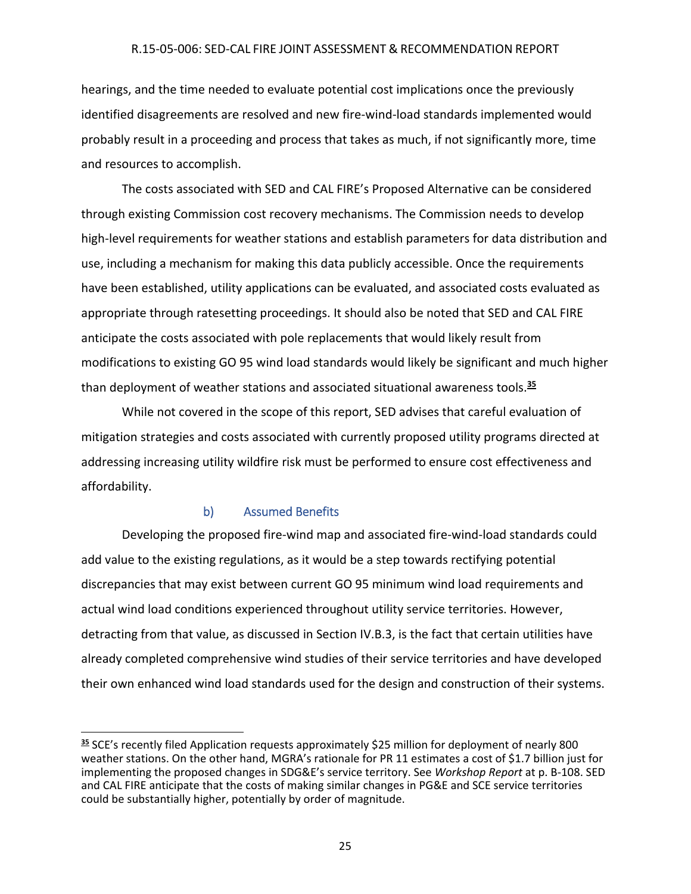hearings, and the time needed to evaluate potential cost implications once the previously identified disagreements are resolved and new fire-wind-load standards implemented would probably result in a proceeding and process that takes as much, if not significantly more, time and resources to accomplish.

The costs associated with SED and CAL FIRE's Proposed Alternative can be considered through existing Commission cost recovery mechanisms. The Commission needs to develop high-level requirements for weather stations and establish parameters for data distribution and use, including a mechanism for making this data publicly accessible. Once the requirements have been established, utility applications can be evaluated, and associated costs evaluated as appropriate through ratesetting proceedings. It should also be noted that SED and CAL FIRE anticipate the costs associated with pole replacements that would likely result from modifications to existing GO 95 wind load standards would likely be significant and much higher than deployment of weather stations and associated situational awareness tools.[35]

While not covered in the scope of this report, SED advises that careful evaluation of mitigation strategies and costs associated with currently proposed utility programs directed at addressing increasing utility wildfire risk must be performed to ensure cost effectiveness and affordability.

#### b) Assumed Benefits

Developing the proposed fire-wind map and associated fire-wind-load standards could add value to the existing regulations, as it would be a step towards rectifying potential discrepancies that may exist between current GO 95 minimum wind load requirements and actual wind load conditions experienced throughout utility service territories. However, detracting from that value, as discussed in Section IV.B.3, is the fact that certain utilities have already completed comprehensive wind studies of their service territories and have developed their own enhanced wind load standards used for the design and construction of their systems.

---

[35] SCE's recently filed Application requests approximately $25 million for deployment of nearly 800 weather stations. On the other hand, MGRA's rationale for PR 11 estimates a cost of $1.7 billion just for implementing the proposed changes in SDG&E's service territory. See *Workshop Report* at p. B-108. SED and CAL FIRE anticipate that the costs of making similar changes in PG&E and SCE service territories could be substantially higher, potentially by order of magnitude.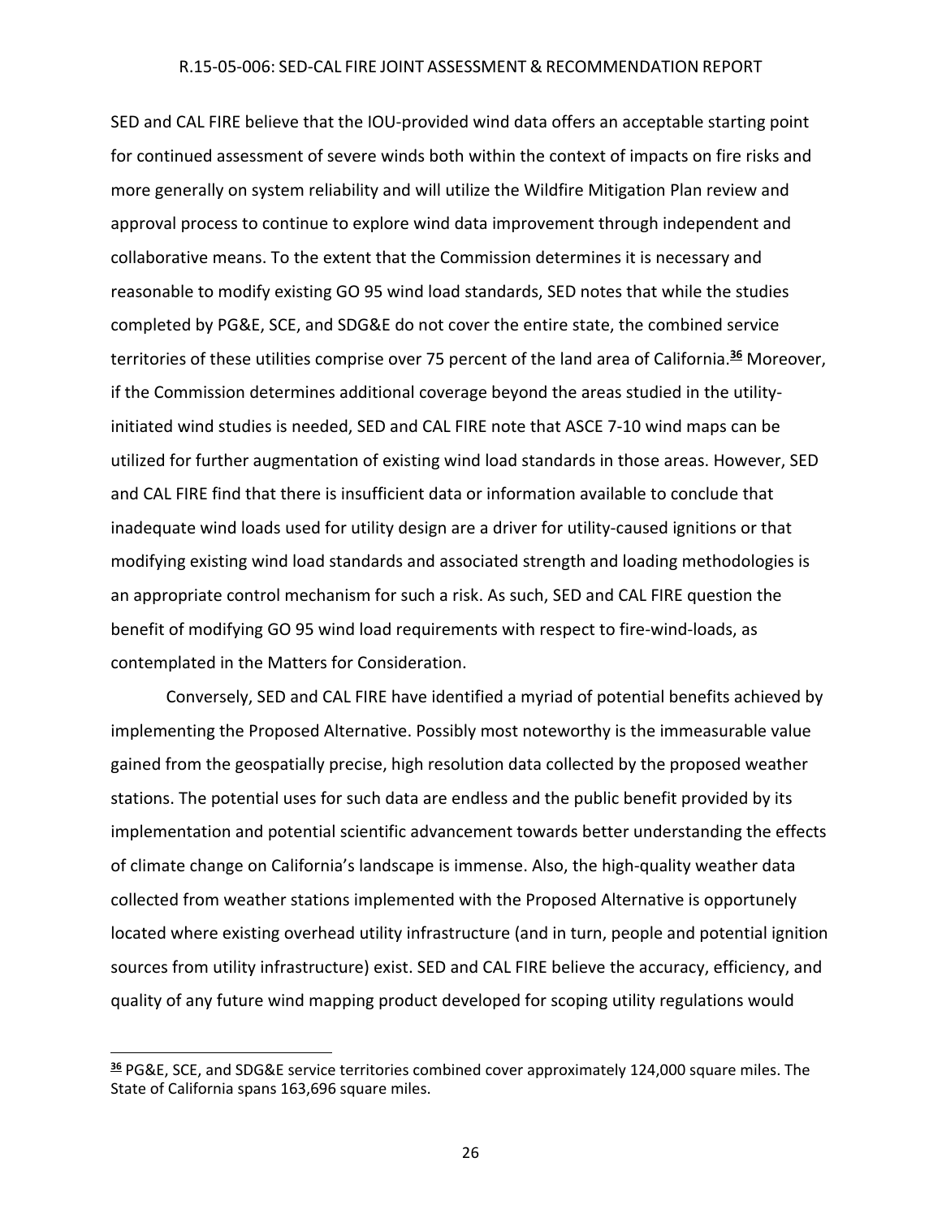SED and CAL FIRE believe that the IOU-provided wind data offers an acceptable starting point for continued assessment of severe winds both within the context of impacts on fire risks and more generally on system reliability and will utilize the Wildfire Mitigation Plan review and approval process to continue to explore wind data improvement through independent and collaborative means. To the extent that the Commission determines it is necessary and reasonable to modify existing GO 95 wind load standards, SED notes that while the studies completed by PG&E, SCE, and SDG&E do not cover the entire state, the combined service territories of these utilities comprise over 75 percent of the land area of California.[36] Moreover, if the Commission determines additional coverage beyond the areas studied in the utility-initiated wind studies is needed, SED and CAL FIRE note that ASCE 7-10 wind maps can be utilized for further augmentation of existing wind load standards in those areas. However, SED and CAL FIRE find that there is insufficient data or information available to conclude that inadequate wind loads used for utility design are a driver for utility-caused ignitions or that modifying existing wind load standards and associated strength and loading methodologies is an appropriate control mechanism for such a risk. As such, SED and CAL FIRE question the benefit of modifying GO 95 wind load requirements with respect to fire-wind-loads, as contemplated in the Matters for Consideration.

Conversely, SED and CAL FIRE have identified a myriad of potential benefits achieved by implementing the Proposed Alternative. Possibly most noteworthy is the immeasurable value gained from the geospatially precise, high resolution data collected by the proposed weather stations. The potential uses for such data are endless and the public benefit provided by its implementation and potential scientific advancement towards better understanding the effects of climate change on California's landscape is immense. Also, the high-quality weather data collected from weather stations implemented with the Proposed Alternative is opportunely located where existing overhead utility infrastructure (and in turn, people and potential ignition sources from utility infrastructure) exist. SED and CAL FIRE believe the accuracy, efficiency, and quality of any future wind mapping product developed for scoping utility regulations would

[36] PG&E, SCE, and SDG&E service territories combined cover approximately 124,000 square miles. The State of California spans 163,696 square miles.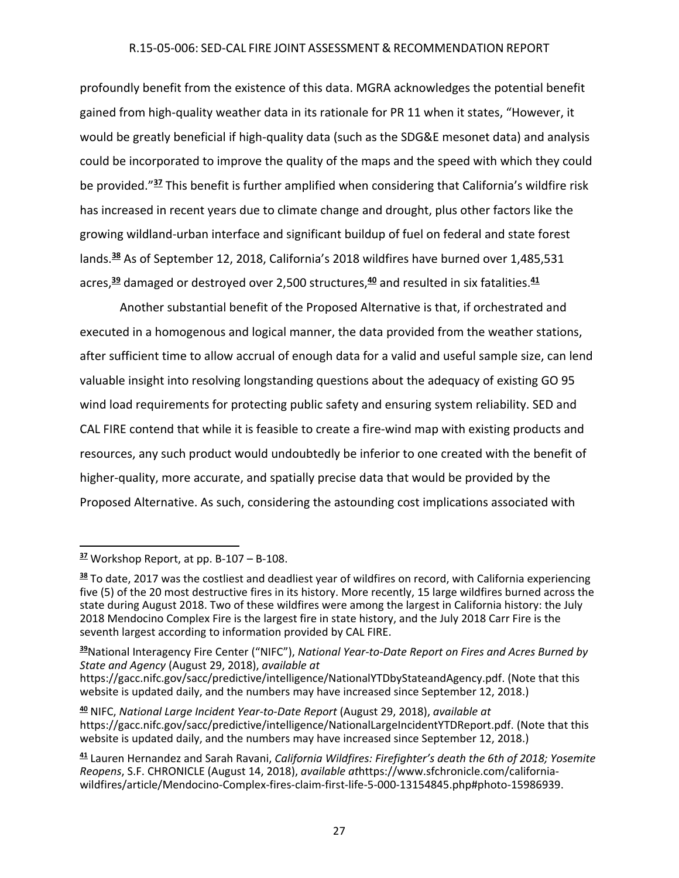profoundly benefit from the existence of this data. MGRA acknowledges the potential benefit gained from high-quality weather data in its rationale for PR 11 when it states, "However, it would be greatly beneficial if high-quality data (such as the SDG&E mesonet data) and analysis could be incorporated to improve the quality of the maps and the speed with which they could be provided."[37] This benefit is further amplified when considering that California's wildfire risk has increased in recent years due to climate change and drought, plus other factors like the growing wildland-urban interface and significant buildup of fuel on federal and state forest lands.[38] As of September 12, 2018, California's 2018 wildfires have burned over 1,485,531 acres,[39] damaged or destroyed over 2,500 structures,[40] and resulted in six fatalities.[41]

Another substantial benefit of the Proposed Alternative is that, if orchestrated and executed in a homogenous and logical manner, the data provided from the weather stations, after sufficient time to allow accrual of enough data for a valid and useful sample size, can lend valuable insight into resolving longstanding questions about the adequacy of existing GO 95 wind load requirements for protecting public safety and ensuring system reliability. SED and CAL FIRE contend that while it is feasible to create a fire-wind map with existing products and resources, any such product would undoubtedly be inferior to one created with the benefit of higher-quality, more accurate, and spatially precise data that would be provided by the Proposed Alternative. As such, considering the astounding cost implications associated with

---

[37] Workshop Report, at pp. B-107 – B-108.

[38] To date, 2017 was the costliest and deadliest year of wildfires on record, with California experiencing five (5) of the 20 most destructive fires in its history. More recently, 15 large wildfires burned across the state during August 2018. Two of these wildfires were among the largest in California history: the July 2018 Mendocino Complex Fire is the largest fire in state history, and the July 2018 Carr Fire is the seventh largest according to information provided by CAL FIRE.

[39] National Interagency Fire Center ("NIFC"), *National Year-to-Date Report on Fires and Acres Burned by State and Agency* (August 29, 2018), *available at* https://gacc.nifc.gov/sacc/predictive/intelligence/NationalYTDbyStateandAgency.pdf. (Note that this website is updated daily, and the numbers may have increased since September 12, 2018.)

[40] NIFC, *National Large Incident Year-to-Date Report* (August 29, 2018), *available at* https://gacc.nifc.gov/sacc/predictive/intelligence/NationalLargeIncidentYTDReport.pdf. (Note that this website is updated daily, and the numbers may have increased since September 12, 2018.)

[41] Lauren Hernandez and Sarah Ravani, *California Wildfires: Firefighter's death the 6th of 2018; Yosemite Reopens*, S.F. CHRONICLE (August 14, 2018), *available at* https://www.sfchronicle.com/california-wildfires/article/Mendocino-Complex-fires-claim-first-life-5-000-13154845.php#photo-15986939.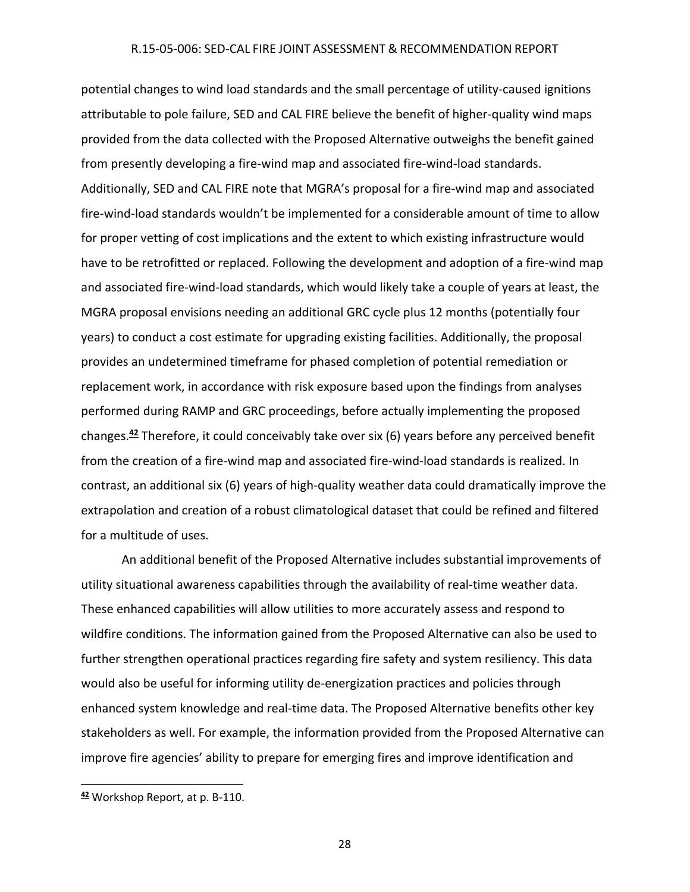potential changes to wind load standards and the small percentage of utility-caused ignitions attributable to pole failure, SED and CAL FIRE believe the benefit of higher-quality wind maps provided from the data collected with the Proposed Alternative outweighs the benefit gained from presently developing a fire-wind map and associated fire-wind-load standards. Additionally, SED and CAL FIRE note that MGRA's proposal for a fire-wind map and associated fire-wind-load standards wouldn't be implemented for a considerable amount of time to allow for proper vetting of cost implications and the extent to which existing infrastructure would have to be retrofitted or replaced. Following the development and adoption of a fire-wind map and associated fire-wind-load standards, which would likely take a couple of years at least, the MGRA proposal envisions needing an additional GRC cycle plus 12 months (potentially four years) to conduct a cost estimate for upgrading existing facilities. Additionally, the proposal provides an undetermined timeframe for phased completion of potential remediation or replacement work, in accordance with risk exposure based upon the findings from analyses performed during RAMP and GRC proceedings, before actually implementing the proposed changes.[42] Therefore, it could conceivably take over six (6) years before any perceived benefit from the creation of a fire-wind map and associated fire-wind-load standards is realized. In contrast, an additional six (6) years of high-quality weather data could dramatically improve the extrapolation and creation of a robust climatological dataset that could be refined and filtered for a multitude of uses.

An additional benefit of the Proposed Alternative includes substantial improvements of utility situational awareness capabilities through the availability of real-time weather data. These enhanced capabilities will allow utilities to more accurately assess and respond to wildfire conditions. The information gained from the Proposed Alternative can also be used to further strengthen operational practices regarding fire safety and system resiliency. This data would also be useful for informing utility de-energization practices and policies through enhanced system knowledge and real-time data. The Proposed Alternative benefits other key stakeholders as well. For example, the information provided from the Proposed Alternative can improve fire agencies' ability to prepare for emerging fires and improve identification and

[42] Workshop Report, at p. B-110.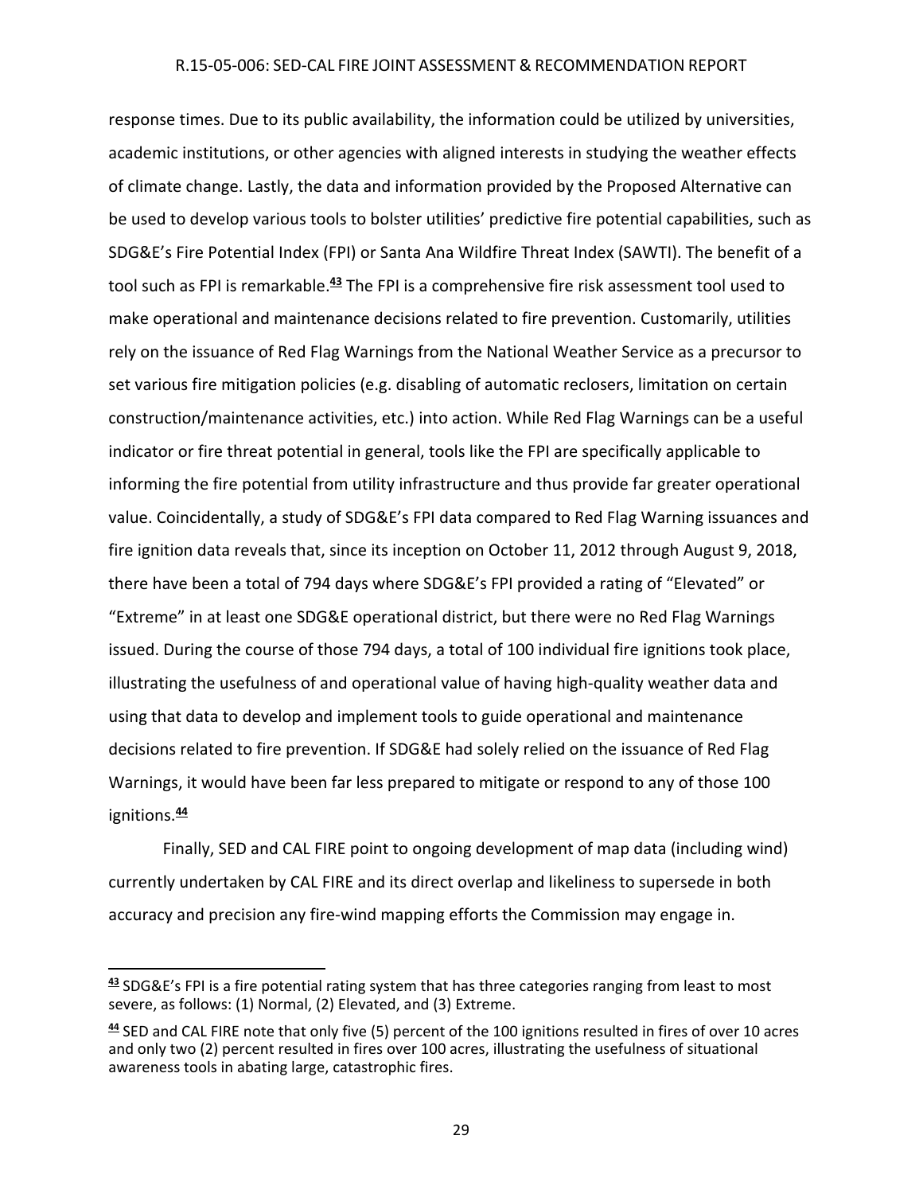response times. Due to its public availability, the information could be utilized by universities, academic institutions, or other agencies with aligned interests in studying the weather effects of climate change. Lastly, the data and information provided by the Proposed Alternative can be used to develop various tools to bolster utilities' predictive fire potential capabilities, such as SDG&E's Fire Potential Index (FPI) or Santa Ana Wildfire Threat Index (SAWTI). The benefit of a tool such as FPI is remarkable.[43] The FPI is a comprehensive fire risk assessment tool used to make operational and maintenance decisions related to fire prevention. Customarily, utilities rely on the issuance of Red Flag Warnings from the National Weather Service as a precursor to set various fire mitigation policies (e.g. disabling of automatic reclosers, limitation on certain construction/maintenance activities, etc.) into action. While Red Flag Warnings can be a useful indicator or fire threat potential in general, tools like the FPI are specifically applicable to informing the fire potential from utility infrastructure and thus provide far greater operational value. Coincidentally, a study of SDG&E's FPI data compared to Red Flag Warning issuances and fire ignition data reveals that, since its inception on October 11, 2012 through August 9, 2018, there have been a total of 794 days where SDG&E's FPI provided a rating of "Elevated" or "Extreme" in at least one SDG&E operational district, but there were no Red Flag Warnings issued. During the course of those 794 days, a total of 100 individual fire ignitions took place, illustrating the usefulness of and operational value of having high-quality weather data and using that data to develop and implement tools to guide operational and maintenance decisions related to fire prevention. If SDG&E had solely relied on the issuance of Red Flag Warnings, it would have been far less prepared to mitigate or respond to any of those 100 ignitions.[44]

Finally, SED and CAL FIRE point to ongoing development of map data (including wind) currently undertaken by CAL FIRE and its direct overlap and likeliness to supersede in both accuracy and precision any fire-wind mapping efforts the Commission may engage in.

---

[43] SDG&E's FPI is a fire potential rating system that has three categories ranging from least to most severe, as follows: (1) Normal, (2) Elevated, and (3) Extreme.

[44] SED and CAL FIRE note that only five (5) percent of the 100 ignitions resulted in fires of over 10 acres and only two (2) percent resulted in fires over 100 acres, illustrating the usefulness of situational awareness tools in abating large, catastrophic fires.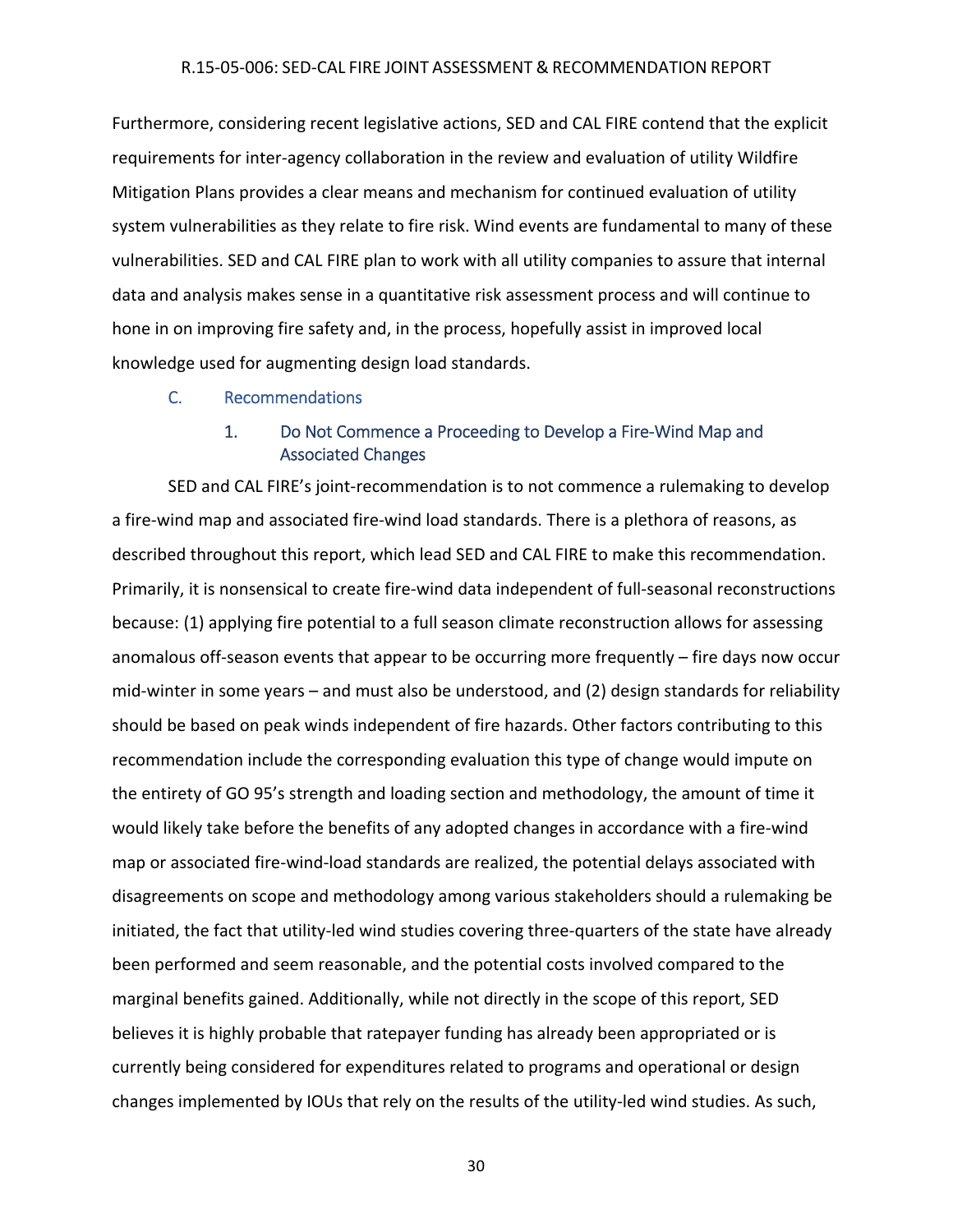Furthermore, considering recent legislative actions, SED and CAL FIRE contend that the explicit requirements for inter-agency collaboration in the review and evaluation of utility Wildfire Mitigation Plans provides a clear means and mechanism for continued evaluation of utility system vulnerabilities as they relate to fire risk. Wind events are fundamental to many of these vulnerabilities. SED and CAL FIRE plan to work with all utility companies to assure that internal data and analysis makes sense in a quantitative risk assessment process and will continue to hone in on improving fire safety and, in the process, hopefully assist in improved local knowledge used for augmenting design load standards.

## C. Recommendations

### 1. Do Not Commence a Proceeding to Develop a Fire-Wind Map and Associated Changes

SED and CAL FIRE's joint-recommendation is to not commence a rulemaking to develop a fire-wind map and associated fire-wind load standards. There is a plethora of reasons, as described throughout this report, which lead SED and CAL FIRE to make this recommendation. Primarily, it is nonsensical to create fire-wind data independent of full-seasonal reconstructions because: (1) applying fire potential to a full season climate reconstruction allows for assessing anomalous off-season events that appear to be occurring more frequently – fire days now occur mid-winter in some years – and must also be understood, and (2) design standards for reliability should be based on peak winds independent of fire hazards. Other factors contributing to this recommendation include the corresponding evaluation this type of change would impute on the entirety of GO 95's strength and loading section and methodology, the amount of time it would likely take before the benefits of any adopted changes in accordance with a fire-wind map or associated fire-wind-load standards are realized, the potential delays associated with disagreements on scope and methodology among various stakeholders should a rulemaking be initiated, the fact that utility-led wind studies covering three-quarters of the state have already been performed and seem reasonable, and the potential costs involved compared to the marginal benefits gained. Additionally, while not directly in the scope of this report, SED believes it is highly probable that ratepayer funding has already been appropriated or is currently being considered for expenditures related to programs and operational or design changes implemented by IOUs that rely on the results of the utility-led wind studies. As such,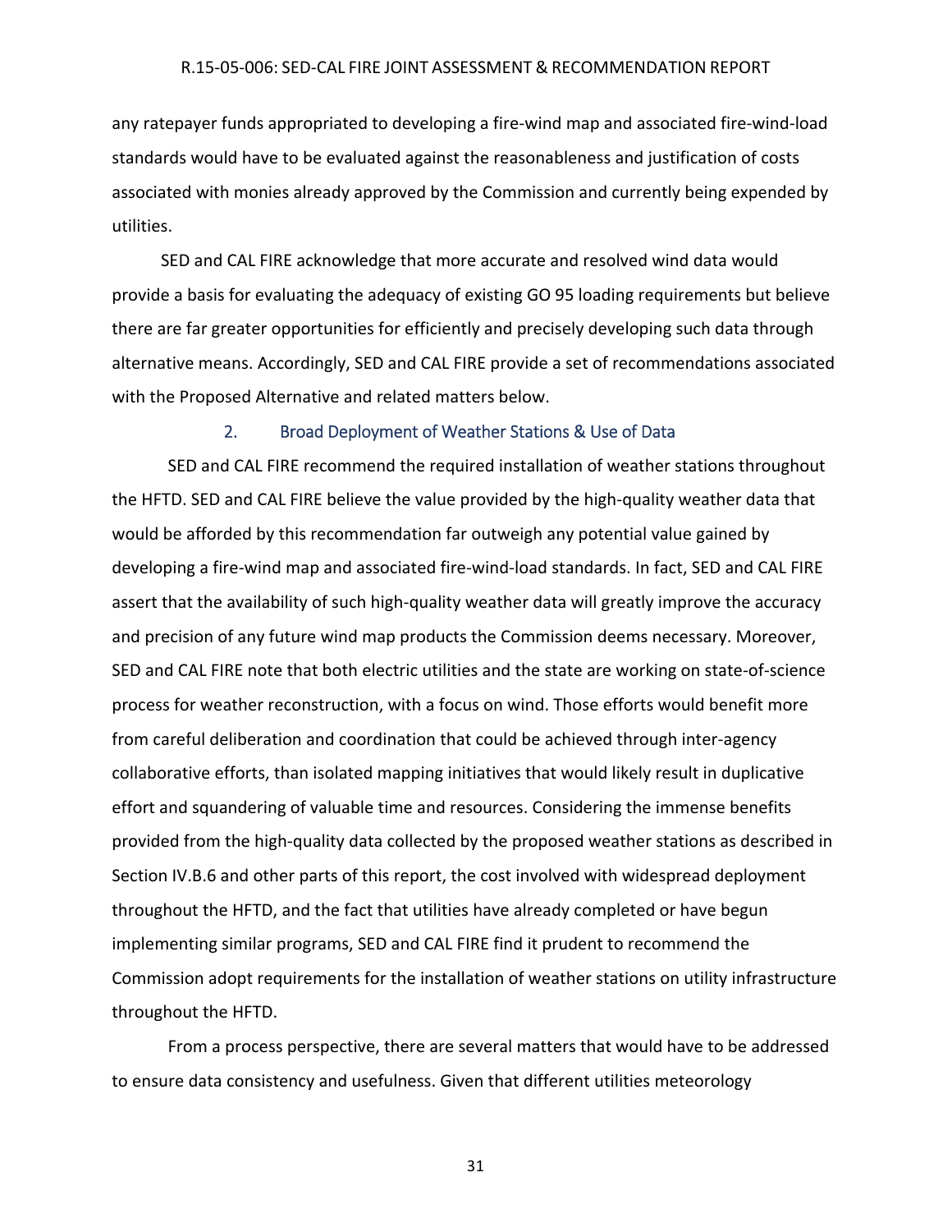any ratepayer funds appropriated to developing a fire-wind map and associated fire-wind-load standards would have to be evaluated against the reasonableness and justification of costs associated with monies already approved by the Commission and currently being expended by utilities.

SED and CAL FIRE acknowledge that more accurate and resolved wind data would provide a basis for evaluating the adequacy of existing GO 95 loading requirements but believe there are far greater opportunities for efficiently and precisely developing such data through alternative means. Accordingly, SED and CAL FIRE provide a set of recommendations associated with the Proposed Alternative and related matters below.

### 2. Broad Deployment of Weather Stations & Use of Data

SED and CAL FIRE recommend the required installation of weather stations throughout the HFTD. SED and CAL FIRE believe the value provided by the high-quality weather data that would be afforded by this recommendation far outweigh any potential value gained by developing a fire-wind map and associated fire-wind-load standards. In fact, SED and CAL FIRE assert that the availability of such high-quality weather data will greatly improve the accuracy and precision of any future wind map products the Commission deems necessary. Moreover, SED and CAL FIRE note that both electric utilities and the state are working on state-of-science process for weather reconstruction, with a focus on wind. Those efforts would benefit more from careful deliberation and coordination that could be achieved through inter-agency collaborative efforts, than isolated mapping initiatives that would likely result in duplicative effort and squandering of valuable time and resources. Considering the immense benefits provided from the high-quality data collected by the proposed weather stations as described in Section IV.B.6 and other parts of this report, the cost involved with widespread deployment throughout the HFTD, and the fact that utilities have already completed or have begun implementing similar programs, SED and CAL FIRE find it prudent to recommend the Commission adopt requirements for the installation of weather stations on utility infrastructure throughout the HFTD.

From a process perspective, there are several matters that would have to be addressed to ensure data consistency and usefulness. Given that different utilities meteorology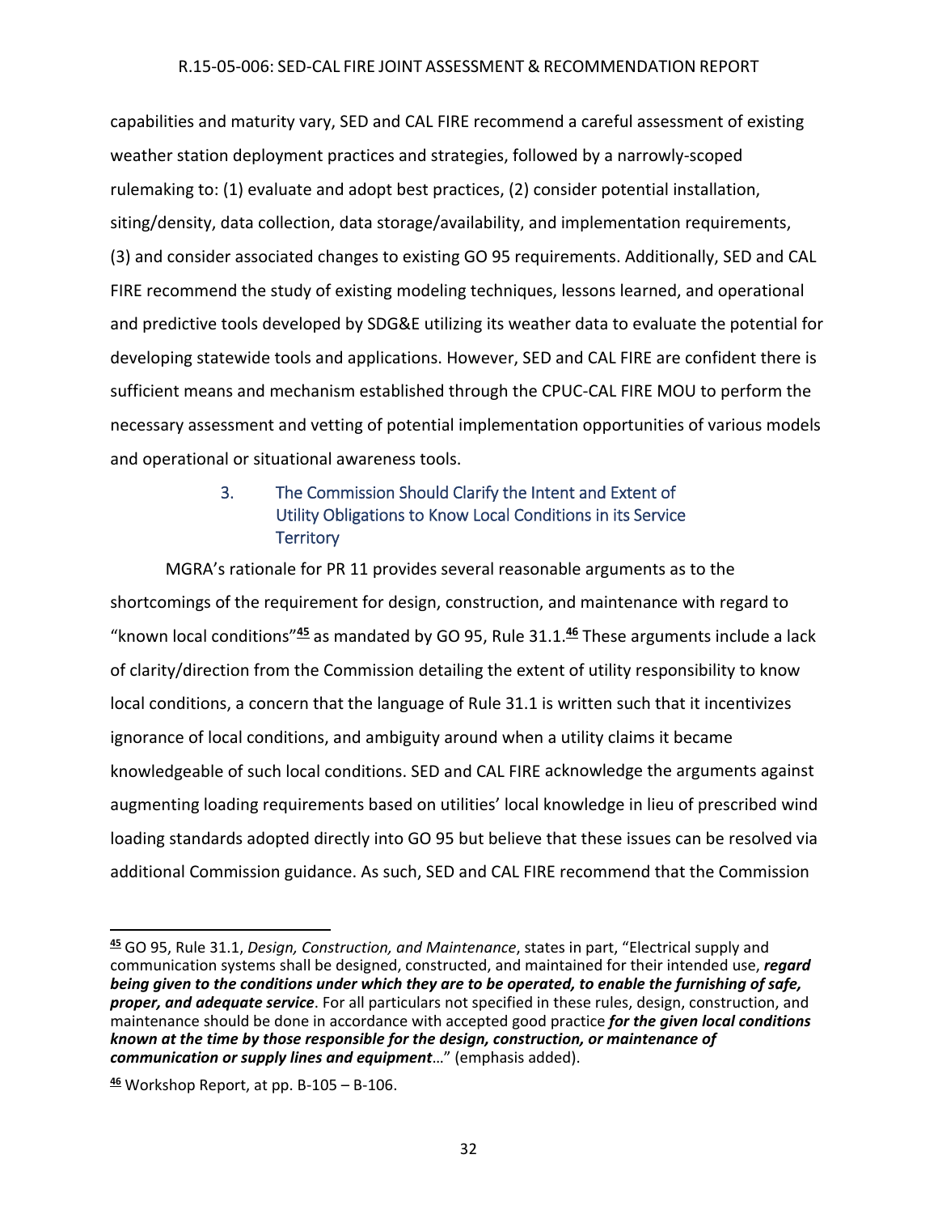capabilities and maturity vary, SED and CAL FIRE recommend a careful assessment of existing weather station deployment practices and strategies, followed by a narrowly-scoped rulemaking to: (1) evaluate and adopt best practices, (2) consider potential installation, siting/density, data collection, data storage/availability, and implementation requirements, (3) and consider associated changes to existing GO 95 requirements. Additionally, SED and CAL FIRE recommend the study of existing modeling techniques, lessons learned, and operational and predictive tools developed by SDG&E utilizing its weather data to evaluate the potential for developing statewide tools and applications. However, SED and CAL FIRE are confident there is sufficient means and mechanism established through the CPUC-CAL FIRE MOU to perform the necessary assessment and vetting of potential implementation opportunities of various models and operational or situational awareness tools.

### 3. The Commission Should Clarify the Intent and Extent of Utility Obligations to Know Local Conditions in its Service Territory

MGRA's rationale for PR 11 provides several reasonable arguments as to the shortcomings of the requirement for design, construction, and maintenance with regard to "known local conditions"[45] as mandated by GO 95, Rule 31.1.[46] These arguments include a lack of clarity/direction from the Commission detailing the extent of utility responsibility to know local conditions, a concern that the language of Rule 31.1 is written such that it incentivizes ignorance of local conditions, and ambiguity around when a utility claims it became knowledgeable of such local conditions. SED and CAL FIRE acknowledge the arguments against augmenting loading requirements based on utilities' local knowledge in lieu of prescribed wind loading standards adopted directly into GO 95 but believe that these issues can be resolved via additional Commission guidance. As such, SED and CAL FIRE recommend that the Commission

---

[45] GO 95, Rule 31.1, *Design, Construction, and Maintenance*, states in part, "Electrical supply and communication systems shall be designed, constructed, and maintained for their intended use, ***regard being given to the conditions under which they are to be operated, to enable the furnishing of safe, proper, and adequate service***. For all particulars not specified in these rules, design, construction, and maintenance should be done in accordance with accepted good practice ***for the given local conditions known at the time by those responsible for the design, construction, or maintenance of communication or supply lines and equipment***…" (emphasis added).

[46] Workshop Report, at pp. B-105 – B-106.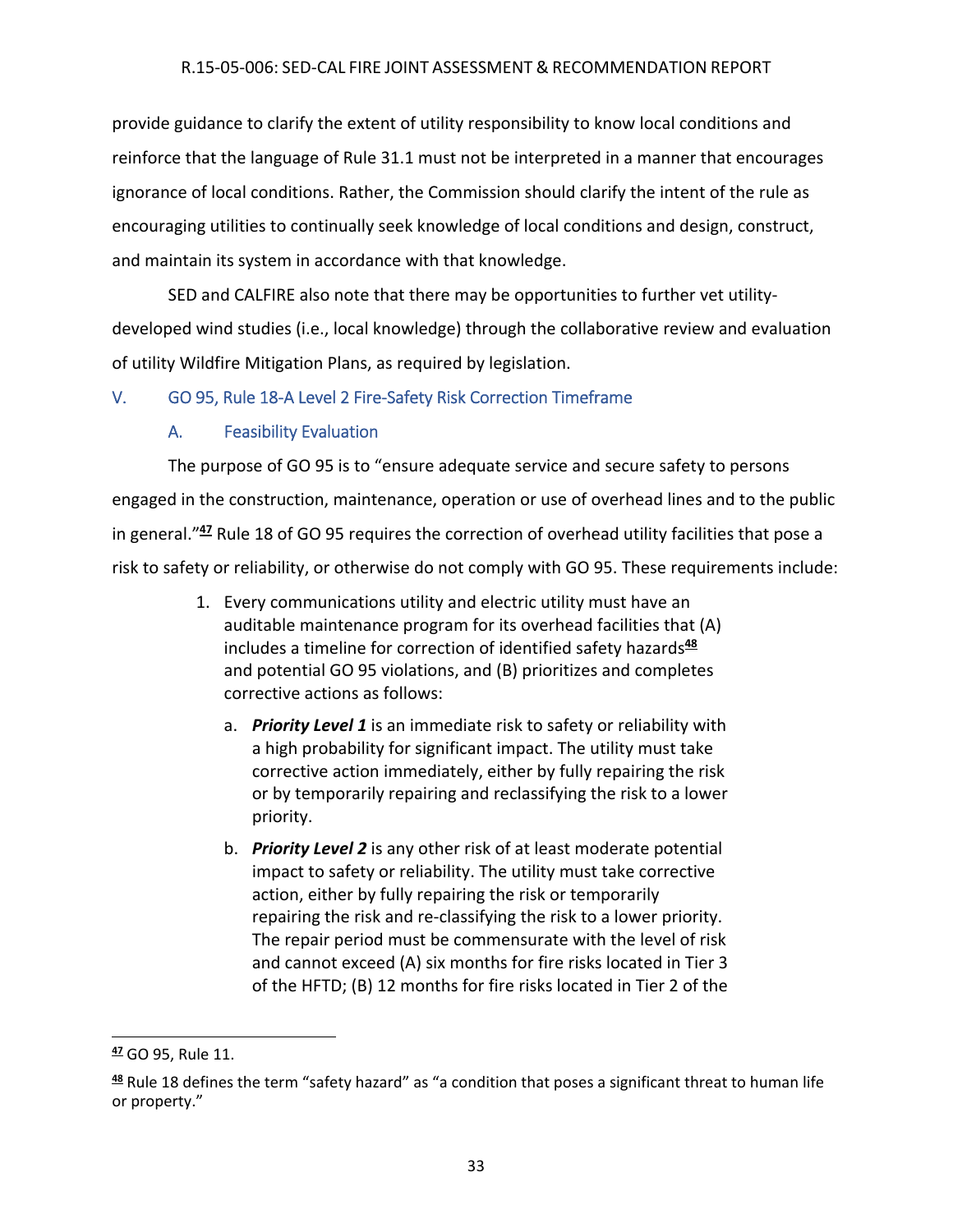provide guidance to clarify the extent of utility responsibility to know local conditions and reinforce that the language of Rule 31.1 must not be interpreted in a manner that encourages ignorance of local conditions. Rather, the Commission should clarify the intent of the rule as encouraging utilities to continually seek knowledge of local conditions and design, construct, and maintain its system in accordance with that knowledge.

SED and CALFIRE also note that there may be opportunities to further vet utility-developed wind studies (i.e., local knowledge) through the collaborative review and evaluation of utility Wildfire Mitigation Plans, as required by legislation.

## V. GO 95, Rule 18-A Level 2 Fire-Safety Risk Correction Timeframe

### A. Feasibility Evaluation

The purpose of GO 95 is to "ensure adequate service and secure safety to persons engaged in the construction, maintenance, operation or use of overhead lines and to the public in general."[47] Rule 18 of GO 95 requires the correction of overhead utility facilities that pose a risk to safety or reliability, or otherwise do not comply with GO 95. These requirements include:

1. Every communications utility and electric utility must have an auditable maintenance program for its overhead facilities that (A) includes a timeline for correction of identified safety hazards[48] and potential GO 95 violations, and (B) prioritizes and completes corrective actions as follows:
   a. ***Priority Level 1*** is an immediate risk to safety or reliability with a high probability for significant impact. The utility must take corrective action immediately, either by fully repairing the risk or by temporarily repairing and reclassifying the risk to a lower priority.
   b. ***Priority Level 2*** is any other risk of at least moderate potential impact to safety or reliability. The utility must take corrective action, either by fully repairing the risk or temporarily repairing the risk and re-classifying the risk to a lower priority. The repair period must be commensurate with the level of risk and cannot exceed (A) six months for fire risks located in Tier 3 of the HFTD; (B) 12 months for fire risks located in Tier 2 of the

[47] GO 95, Rule 11.

[48] Rule 18 defines the term "safety hazard" as "a condition that poses a significant threat to human life or property."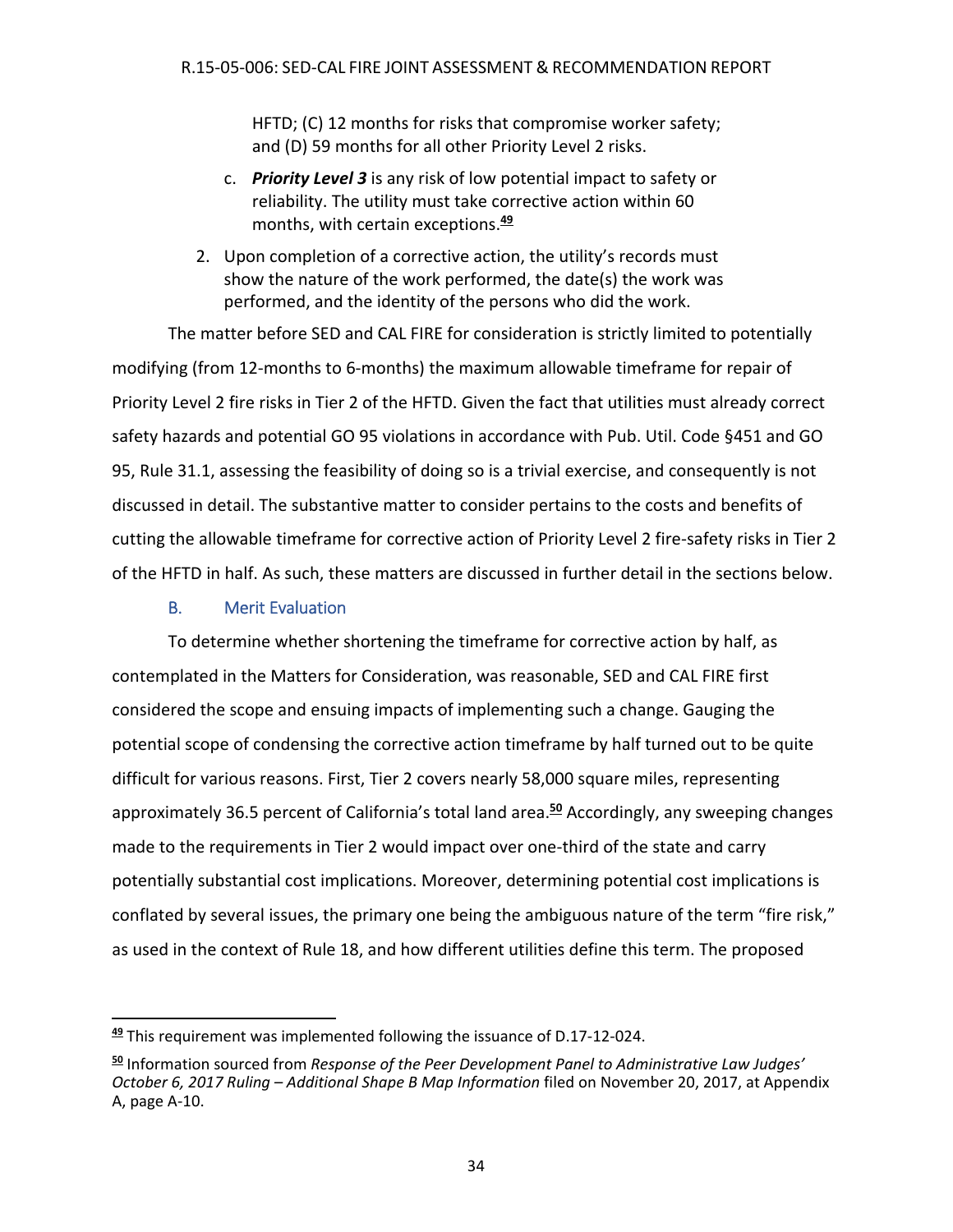HFTD; (C) 12 months for risks that compromise worker safety; and (D) 59 months for all other Priority Level 2 risks.

   c. ***Priority Level 3*** is any risk of low potential impact to safety or reliability. The utility must take corrective action within 60 months, with certain exceptions.[49]

2. Upon completion of a corrective action, the utility's records must show the nature of the work performed, the date(s) the work was performed, and the identity of the persons who did the work.

The matter before SED and CAL FIRE for consideration is strictly limited to potentially modifying (from 12-months to 6-months) the maximum allowable timeframe for repair of Priority Level 2 fire risks in Tier 2 of the HFTD. Given the fact that utilities must already correct safety hazards and potential GO 95 violations in accordance with Pub. Util. Code §451 and GO 95, Rule 31.1, assessing the feasibility of doing so is a trivial exercise, and consequently is not discussed in detail. The substantive matter to consider pertains to the costs and benefits of cutting the allowable timeframe for corrective action of Priority Level 2 fire-safety risks in Tier 2 of the HFTD in half. As such, these matters are discussed in further detail in the sections below.

### B. Merit Evaluation

To determine whether shortening the timeframe for corrective action by half, as contemplated in the Matters for Consideration, was reasonable, SED and CAL FIRE first considered the scope and ensuing impacts of implementing such a change. Gauging the potential scope of condensing the corrective action timeframe by half turned out to be quite difficult for various reasons. First, Tier 2 covers nearly 58,000 square miles, representing approximately 36.5 percent of California's total land area.[50] Accordingly, any sweeping changes made to the requirements in Tier 2 would impact over one-third of the state and carry potentially substantial cost implications. Moreover, determining potential cost implications is conflated by several issues, the primary one being the ambiguous nature of the term "fire risk," as used in the context of Rule 18, and how different utilities define this term. The proposed

---

[49] This requirement was implemented following the issuance of D.17-12-024.

[50] Information sourced from *Response of the Peer Development Panel to Administrative Law Judges' October 6, 2017 Ruling – Additional Shape B Map Information* filed on November 20, 2017, at Appendix A, page A-10.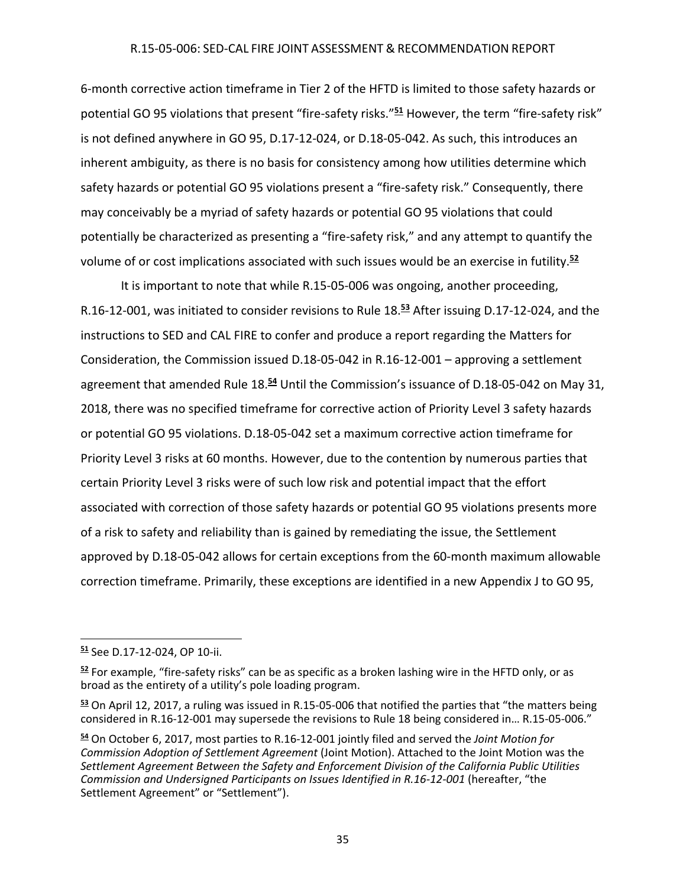6-month corrective action timeframe in Tier 2 of the HFTD is limited to those safety hazards or potential GO 95 violations that present "fire-safety risks."[51] However, the term "fire-safety risk" is not defined anywhere in GO 95, D.17-12-024, or D.18-05-042. As such, this introduces an inherent ambiguity, as there is no basis for consistency among how utilities determine which safety hazards or potential GO 95 violations present a "fire-safety risk." Consequently, there may conceivably be a myriad of safety hazards or potential GO 95 violations that could potentially be characterized as presenting a "fire-safety risk," and any attempt to quantify the volume of or cost implications associated with such issues would be an exercise in futility.[52]

It is important to note that while R.15-05-006 was ongoing, another proceeding, R.16-12-001, was initiated to consider revisions to Rule 18.[53] After issuing D.17-12-024, and the instructions to SED and CAL FIRE to confer and produce a report regarding the Matters for Consideration, the Commission issued D.18-05-042 in R.16-12-001 – approving a settlement agreement that amended Rule 18.[54] Until the Commission's issuance of D.18-05-042 on May 31, 2018, there was no specified timeframe for corrective action of Priority Level 3 safety hazards or potential GO 95 violations. D.18-05-042 set a maximum corrective action timeframe for Priority Level 3 risks at 60 months. However, due to the contention by numerous parties that certain Priority Level 3 risks were of such low risk and potential impact that the effort associated with correction of those safety hazards or potential GO 95 violations presents more of a risk to safety and reliability than is gained by remediating the issue, the Settlement approved by D.18-05-042 allows for certain exceptions from the 60-month maximum allowable correction timeframe. Primarily, these exceptions are identified in a new Appendix J to GO 95,

---

[51] See D.17-12-024, OP 10-ii.

[52] For example, "fire-safety risks" can be as specific as a broken lashing wire in the HFTD only, or as broad as the entirety of a utility's pole loading program.

[53] On April 12, 2017, a ruling was issued in R.15-05-006 that notified the parties that "the matters being considered in R.16-12-001 may supersede the revisions to Rule 18 being considered in… R.15-05-006."

[54] On October 6, 2017, most parties to R.16-12-001 jointly filed and served the *Joint Motion for Commission Adoption of Settlement Agreement* (Joint Motion). Attached to the Joint Motion was the *Settlement Agreement Between the Safety and Enforcement Division of the California Public Utilities Commission and Undersigned Participants on Issues Identified in R.16-12-001* (hereafter, "the Settlement Agreement" or "Settlement").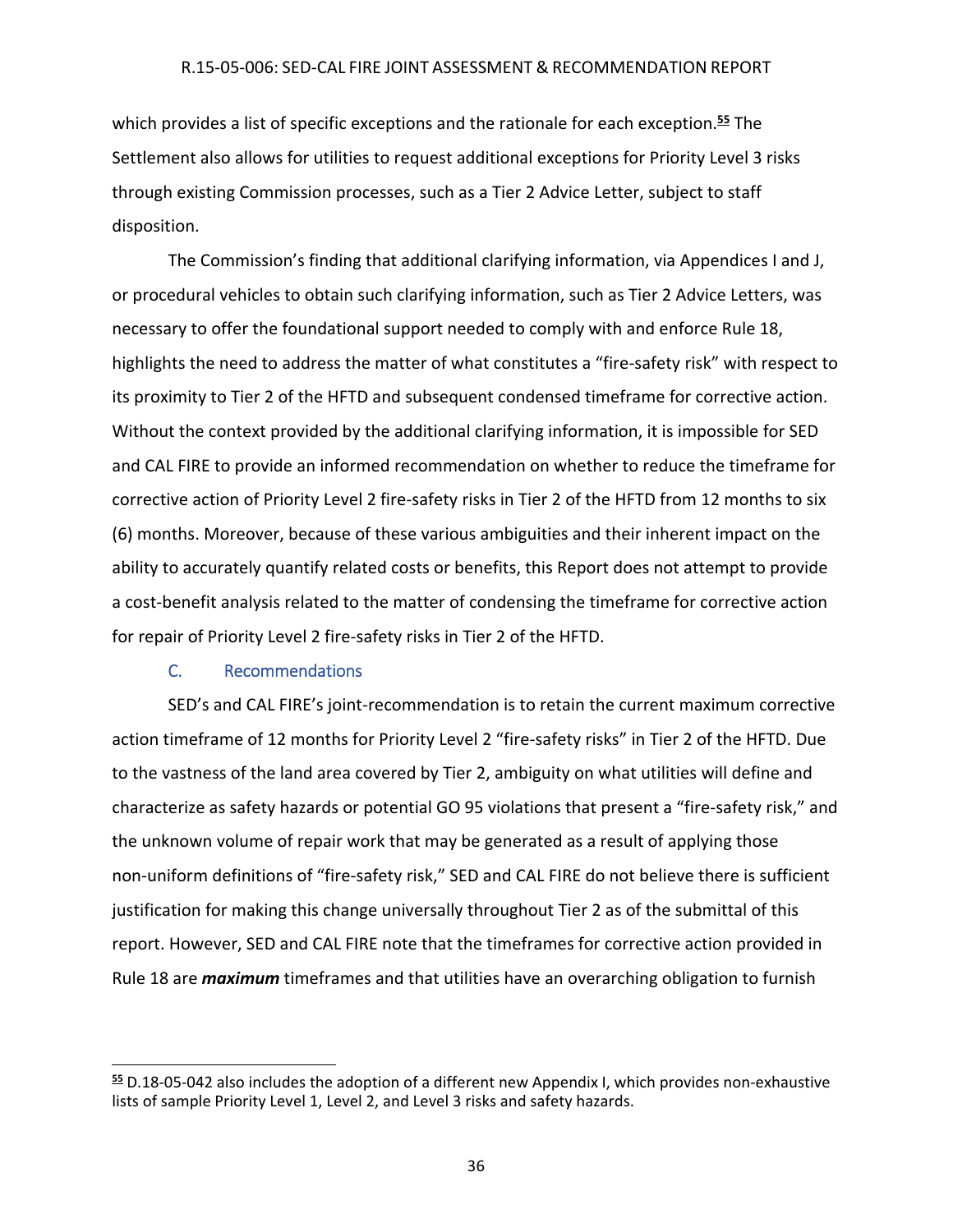which provides a list of specific exceptions and the rationale for each exception.[55] The Settlement also allows for utilities to request additional exceptions for Priority Level 3 risks through existing Commission processes, such as a Tier 2 Advice Letter, subject to staff disposition.

The Commission's finding that additional clarifying information, via Appendices I and J, or procedural vehicles to obtain such clarifying information, such as Tier 2 Advice Letters, was necessary to offer the foundational support needed to comply with and enforce Rule 18, highlights the need to address the matter of what constitutes a "fire-safety risk" with respect to its proximity to Tier 2 of the HFTD and subsequent condensed timeframe for corrective action. Without the context provided by the additional clarifying information, it is impossible for SED and CAL FIRE to provide an informed recommendation on whether to reduce the timeframe for corrective action of Priority Level 2 fire-safety risks in Tier 2 of the HFTD from 12 months to six (6) months. Moreover, because of these various ambiguities and their inherent impact on the ability to accurately quantify related costs or benefits, this Report does not attempt to provide a cost-benefit analysis related to the matter of condensing the timeframe for corrective action for repair of Priority Level 2 fire-safety risks in Tier 2 of the HFTD.

### C. Recommendations

SED's and CAL FIRE's joint-recommendation is to retain the current maximum corrective action timeframe of 12 months for Priority Level 2 "fire-safety risks" in Tier 2 of the HFTD. Due to the vastness of the land area covered by Tier 2, ambiguity on what utilities will define and characterize as safety hazards or potential GO 95 violations that present a "fire-safety risk," and the unknown volume of repair work that may be generated as a result of applying those non-uniform definitions of "fire-safety risk," SED and CAL FIRE do not believe there is sufficient justification for making this change universally throughout Tier 2 as of the submittal of this report. However, SED and CAL FIRE note that the timeframes for corrective action provided in Rule 18 are ***maximum*** timeframes and that utilities have an overarching obligation to furnish

---

[55] D.18-05-042 also includes the adoption of a different new Appendix I, which provides non-exhaustive lists of sample Priority Level 1, Level 2, and Level 3 risks and safety hazards.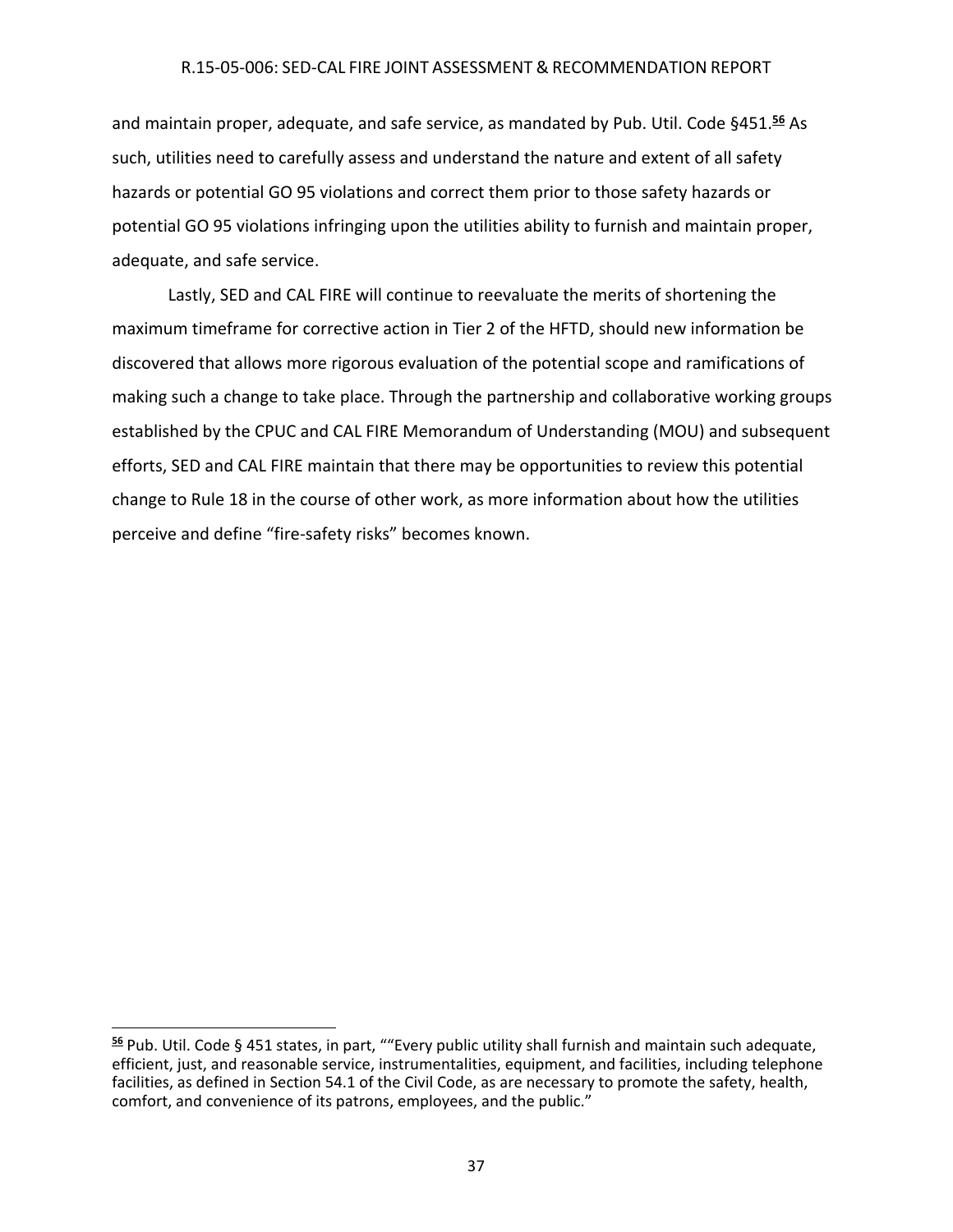and maintain proper, adequate, and safe service, as mandated by Pub. Util. Code §451.[56] As such, utilities need to carefully assess and understand the nature and extent of all safety hazards or potential GO 95 violations and correct them prior to those safety hazards or potential GO 95 violations infringing upon the utilities ability to furnish and maintain proper, adequate, and safe service.

Lastly, SED and CAL FIRE will continue to reevaluate the merits of shortening the maximum timeframe for corrective action in Tier 2 of the HFTD, should new information be discovered that allows more rigorous evaluation of the potential scope and ramifications of making such a change to take place. Through the partnership and collaborative working groups established by the CPUC and CAL FIRE Memorandum of Understanding (MOU) and subsequent efforts, SED and CAL FIRE maintain that there may be opportunities to review this potential change to Rule 18 in the course of other work, as more information about how the utilities perceive and define "fire-safety risks" becomes known.

[56] Pub. Util. Code § 451 states, in part, ""Every public utility shall furnish and maintain such adequate, efficient, just, and reasonable service, instrumentalities, equipment, and facilities, including telephone facilities, as defined in Section 54.1 of the Civil Code, as are necessary to promote the safety, health, comfort, and convenience of its patrons, employees, and the public."